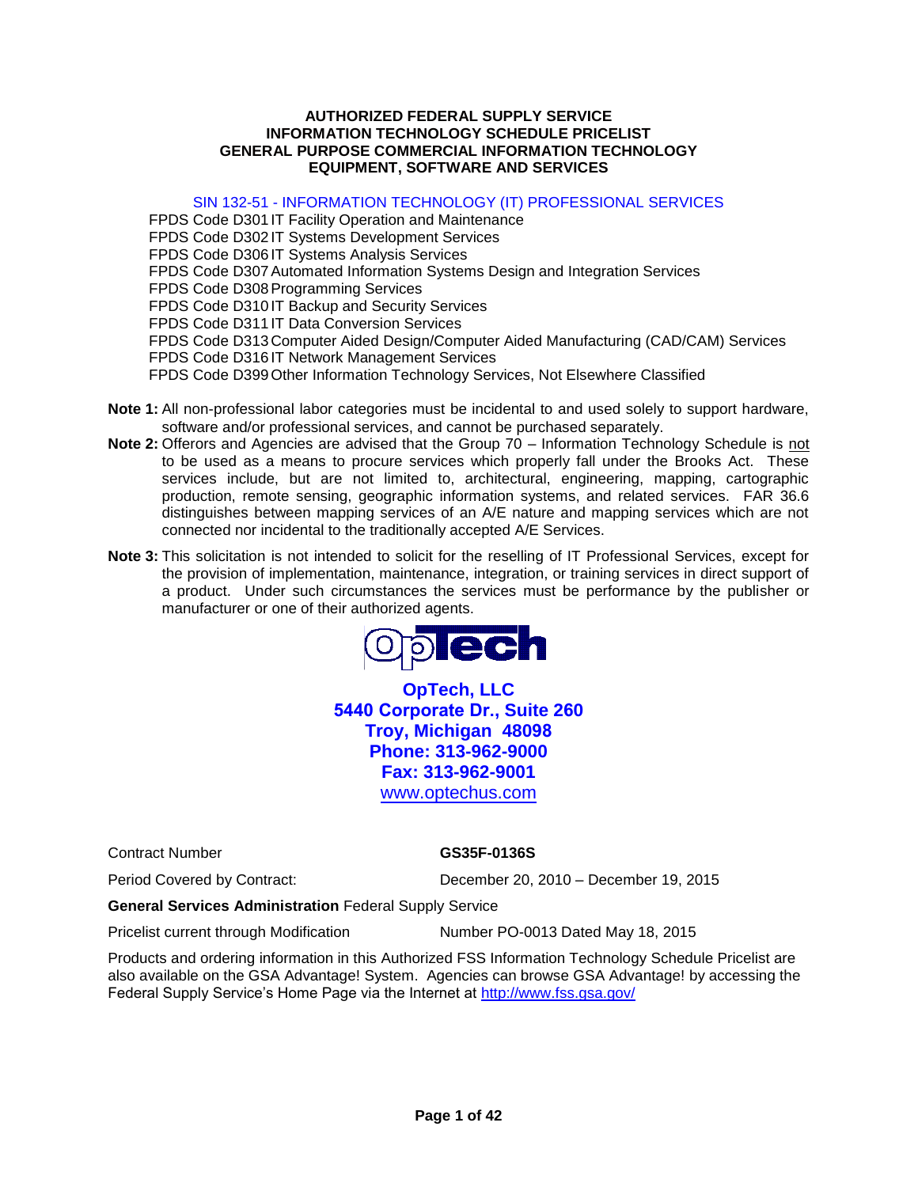# AUTHORIZED FEDERAL SUPPLY SERVICE
# INFORMATION TECHNOLOGY SCHEDULE PRICELIST
# GENERAL PURPOSE COMMERCIAL INFORMATION TECHNOLOGY
# EQUIPMENT, SOFTWARE AND SERVICES

SIN 132-51 - INFORMATION TECHNOLOGY (IT) PROFESSIONAL SERVICES

FPDS Code D301 IT Facility Operation and Maintenance
FPDS Code D302 IT Systems Development Services
FPDS Code D306 IT Systems Analysis Services
FPDS Code D307 Automated Information Systems Design and Integration Services
FPDS Code D308 Programming Services
FPDS Code D310 IT Backup and Security Services
FPDS Code D311 IT Data Conversion Services
FPDS Code D313 Computer Aided Design/Computer Aided Manufacturing (CAD/CAM) Services
FPDS Code D316 IT Network Management Services
FPDS Code D399 Other Information Technology Services, Not Elsewhere Classified

**Note 1:** All non-professional labor categories must be incidental to and used solely to support hardware, software and/or professional services, and cannot be purchased separately.

**Note 2:** Offerors and Agencies are advised that the Group 70 – Information Technology Schedule is not to be used as a means to procure services which properly fall under the Brooks Act. These services include, but are not limited to, architectural, engineering, mapping, cartographic production, remote sensing, geographic information systems, and related services. FAR 36.6 distinguishes between mapping services of an A/E nature and mapping services which are not connected nor incidental to the traditionally accepted A/E Services.

**Note 3:** This solicitation is not intended to solicit for the reselling of IT Professional Services, except for the provision of implementation, maintenance, integration, or training services in direct support of a product. Under such circumstances the services must be performance by the publisher or manufacturer or one of their authorized agents.

OpTech

**OpTech, LLC**
**5440 Corporate Dr., Suite 260**
**Troy, Michigan 48098**
**Phone: 313-962-9000**
**Fax: 313-962-9001**
www.optechus.com

Contract Number **GS35F-0136S**

Period Covered by Contract: December 20, 2010 – December 19, 2015

**General Services Administration** Federal Supply Service

Pricelist current through Modification Number PO-0013 Dated May 18, 2015

Products and ordering information in this Authorized FSS Information Technology Schedule Pricelist are also available on the GSA Advantage! System. Agencies can browse GSA Advantage! by accessing the Federal Supply Service's Home Page via the Internet at http://www.fss.gsa.gov/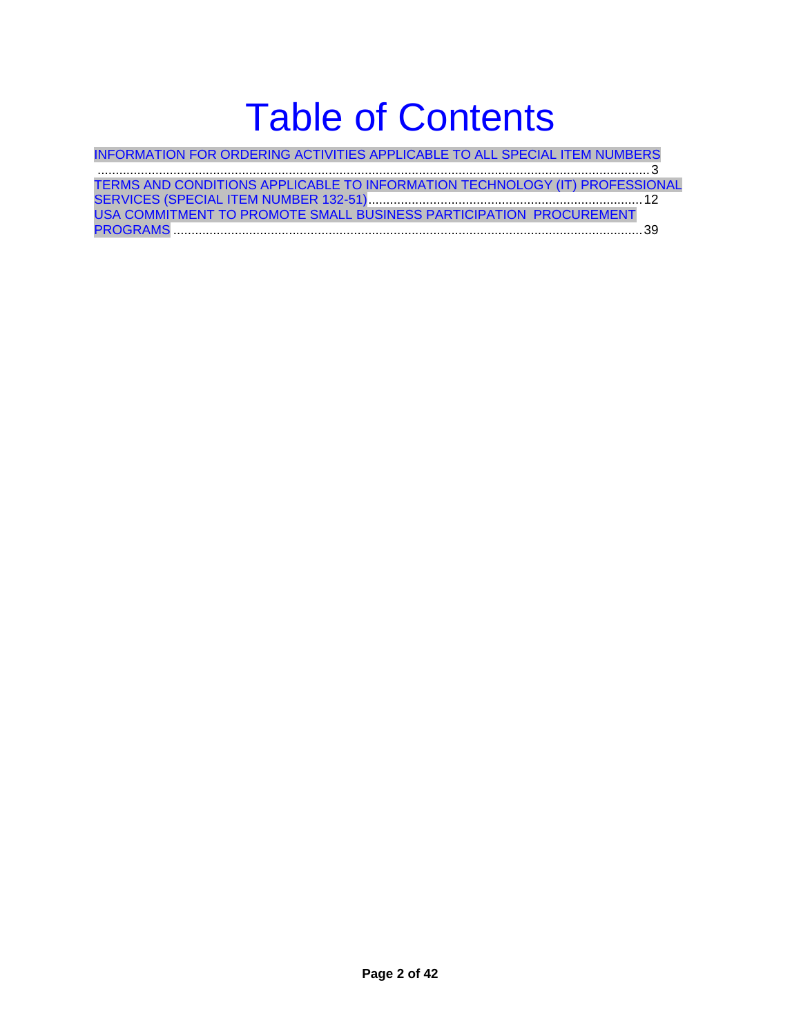# Table of Contents

INFORMATION FOR ORDERING ACTIVITIES APPLICABLE TO ALL SPECIAL ITEM NUMBERS ....... 3

TERMS AND CONDITIONS APPLICABLE TO INFORMATION TECHNOLOGY (IT) PROFESSIONAL SERVICES (SPECIAL ITEM NUMBER 132-51) ....... 12

USA COMMITMENT TO PROMOTE SMALL BUSINESS PARTICIPATION PROCUREMENT PROGRAMS ....... 39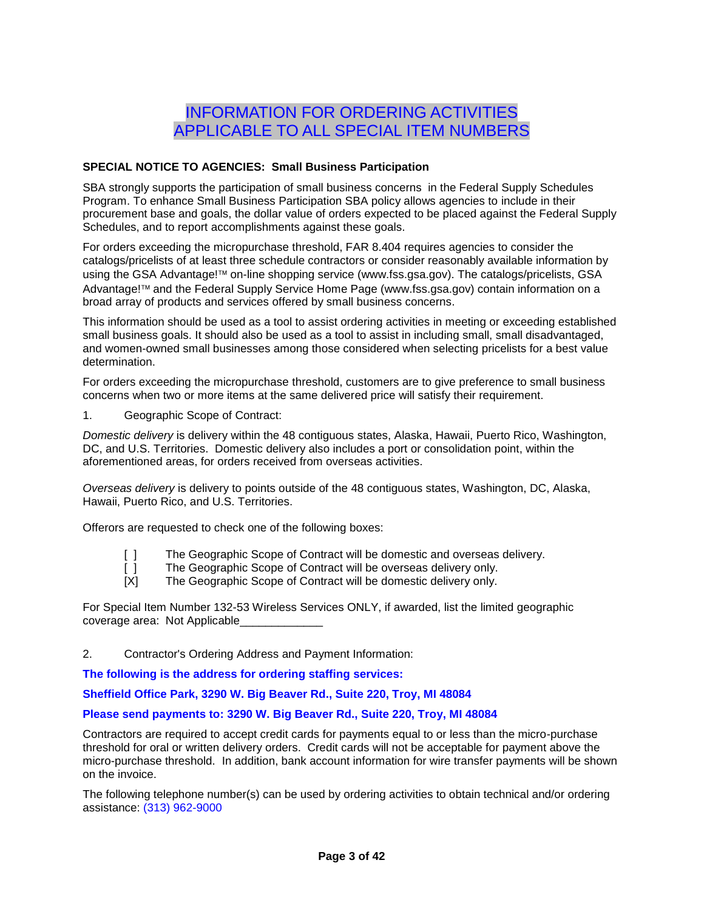# INFORMATION FOR ORDERING ACTIVITIES
# APPLICABLE TO ALL SPECIAL ITEM NUMBERS

**SPECIAL NOTICE TO AGENCIES: Small Business Participation**

SBA strongly supports the participation of small business concerns in the Federal Supply Schedules Program. To enhance Small Business Participation SBA policy allows agencies to include in their procurement base and goals, the dollar value of orders expected to be placed against the Federal Supply Schedules, and to report accomplishments against these goals.

For orders exceeding the micropurchase threshold, FAR 8.404 requires agencies to consider the catalogs/pricelists of at least three schedule contractors or consider reasonably available information by using the GSA Advantage!™ on-line shopping service (www.fss.gsa.gov). The catalogs/pricelists, GSA Advantage!™ and the Federal Supply Service Home Page (www.fss.gsa.gov) contain information on a broad array of products and services offered by small business concerns.

This information should be used as a tool to assist ordering activities in meeting or exceeding established small business goals. It should also be used as a tool to assist in including small, small disadvantaged, and women-owned small businesses among those considered when selecting pricelists for a best value determination.

For orders exceeding the micropurchase threshold, customers are to give preference to small business concerns when two or more items at the same delivered price will satisfy their requirement.

1. Geographic Scope of Contract:

*Domestic delivery* is delivery within the 48 contiguous states, Alaska, Hawaii, Puerto Rico, Washington, DC, and U.S. Territories. Domestic delivery also includes a port or consolidation point, within the aforementioned areas, for orders received from overseas activities.

*Overseas delivery* is delivery to points outside of the 48 contiguous states, Washington, DC, Alaska, Hawaii, Puerto Rico, and U.S. Territories.

Offerors are requested to check one of the following boxes:

- [ ] The Geographic Scope of Contract will be domestic and overseas delivery.
- [ ] The Geographic Scope of Contract will be overseas delivery only.
- [X] The Geographic Scope of Contract will be domestic delivery only.

For Special Item Number 132-53 Wireless Services ONLY, if awarded, list the limited geographic coverage area: Not Applicable_____________

2. Contractor's Ordering Address and Payment Information:

**The following is the address for ordering staffing services:**

**Sheffield Office Park, 3290 W. Big Beaver Rd., Suite 220, Troy, MI 48084**

**Please send payments to: 3290 W. Big Beaver Rd., Suite 220, Troy, MI 48084**

Contractors are required to accept credit cards for payments equal to or less than the micro-purchase threshold for oral or written delivery orders. Credit cards will not be acceptable for payment above the micro-purchase threshold. In addition, bank account information for wire transfer payments will be shown on the invoice.

The following telephone number(s) can be used by ordering activities to obtain technical and/or ordering assistance: (313) 962-9000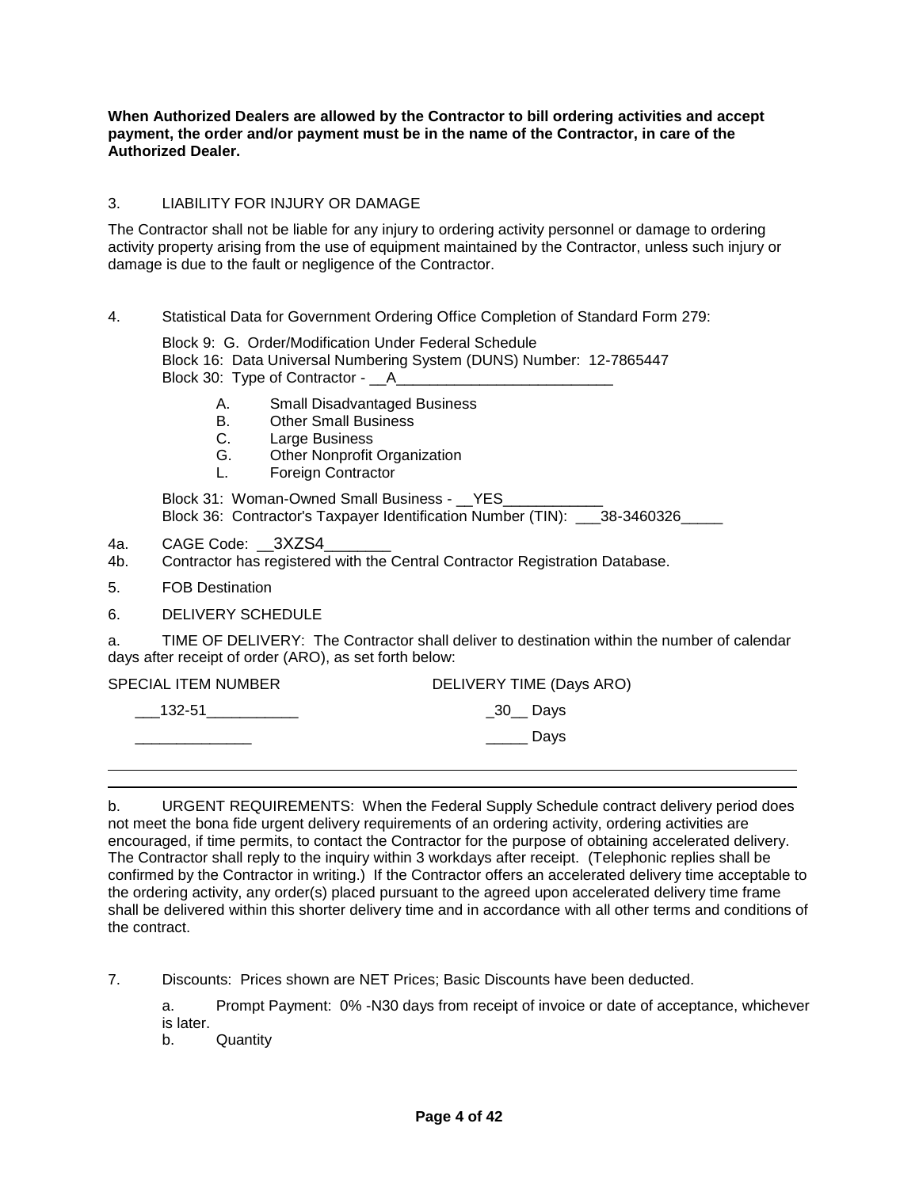**When Authorized Dealers are allowed by the Contractor to bill ordering activities and accept payment, the order and/or payment must be in the name of the Contractor, in care of the Authorized Dealer.**

3. LIABILITY FOR INJURY OR DAMAGE

The Contractor shall not be liable for any injury to ordering activity personnel or damage to ordering activity property arising from the use of equipment maintained by the Contractor, unless such injury or damage is due to the fault or negligence of the Contractor.

4. Statistical Data for Government Ordering Office Completion of Standard Form 279:

Block 9: G. Order/Modification Under Federal Schedule
Block 16: Data Universal Numbering System (DUNS) Number: 12-7865447
Block 30: Type of Contractor - __A__________________________

- A. Small Disadvantaged Business
- B. Other Small Business
- C. Large Business
- G. Other Nonprofit Organization
- L. Foreign Contractor

Block 31: Woman-Owned Small Business - __YES____________
Block 36: Contractor's Taxpayer Identification Number (TIN): ___38-3460326_____

4a. CAGE Code: __3XZS4________

4b. Contractor has registered with the Central Contractor Registration Database.

5. FOB Destination

6. DELIVERY SCHEDULE

a. TIME OF DELIVERY: The Contractor shall deliver to destination within the number of calendar days after receipt of order (ARO), as set forth below:

| SPECIAL ITEM NUMBER | DELIVERY TIME (Days ARO) |
|---|---|
| ___132-51___________ | _30__ Days |
| ______________ | _____ Days |

b. URGENT REQUIREMENTS: When the Federal Supply Schedule contract delivery period does not meet the bona fide urgent delivery requirements of an ordering activity, ordering activities are encouraged, if time permits, to contact the Contractor for the purpose of obtaining accelerated delivery. The Contractor shall reply to the inquiry within 3 workdays after receipt. (Telephonic replies shall be confirmed by the Contractor in writing.) If the Contractor offers an accelerated delivery time acceptable to the ordering activity, any order(s) placed pursuant to the agreed upon accelerated delivery time frame shall be delivered within this shorter delivery time and in accordance with all other terms and conditions of the contract.

7. Discounts: Prices shown are NET Prices; Basic Discounts have been deducted.

a. Prompt Payment: 0% -N30 days from receipt of invoice or date of acceptance, whichever is later.

b. Quantity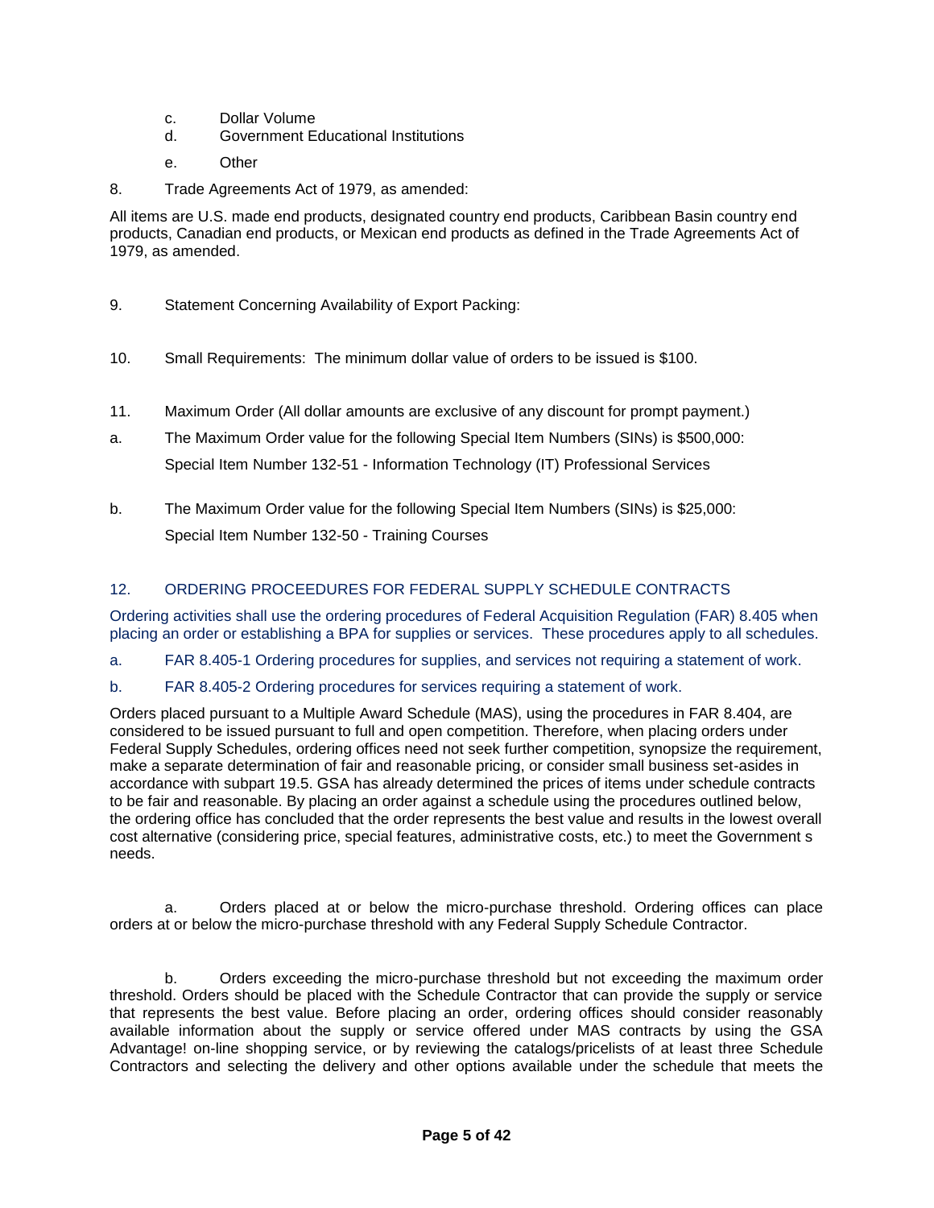c. Dollar Volume

d. Government Educational Institutions

e. Other

8. Trade Agreements Act of 1979, as amended:

All items are U.S. made end products, designated country end products, Caribbean Basin country end products, Canadian end products, or Mexican end products as defined in the Trade Agreements Act of 1979, as amended.

9. Statement Concerning Availability of Export Packing:

10. Small Requirements: The minimum dollar value of orders to be issued is $100.

11. Maximum Order (All dollar amounts are exclusive of any discount for prompt payment.)

a. The Maximum Order value for the following Special Item Numbers (SINs) is $500,000:
Special Item Number 132-51 - Information Technology (IT) Professional Services

b. The Maximum Order value for the following Special Item Numbers (SINs) is $25,000:
Special Item Number 132-50 - Training Courses

## 12. ORDERING PROCEDURES FOR FEDERAL SUPPLY SCHEDULE CONTRACTS

Ordering activities shall use the ordering procedures of Federal Acquisition Regulation (FAR) 8.405 when placing an order or establishing a BPA for supplies or services. These procedures apply to all schedules.

a. FAR 8.405-1 Ordering procedures for supplies, and services not requiring a statement of work.

b. FAR 8.405-2 Ordering procedures for services requiring a statement of work.

Orders placed pursuant to a Multiple Award Schedule (MAS), using the procedures in FAR 8.404, are considered to be issued pursuant to full and open competition. Therefore, when placing orders under Federal Supply Schedules, ordering offices need not seek further competition, synopsize the requirement, make a separate determination of fair and reasonable pricing, or consider small business set-asides in accordance with subpart 19.5. GSA has already determined the prices of items under schedule contracts to be fair and reasonable. By placing an order against a schedule using the procedures outlined below, the ordering office has concluded that the order represents the best value and results in the lowest overall cost alternative (considering price, special features, administrative costs, etc.) to meet the Government s needs.

a. Orders placed at or below the micro-purchase threshold. Ordering offices can place orders at or below the micro-purchase threshold with any Federal Supply Schedule Contractor.

b. Orders exceeding the micro-purchase threshold but not exceeding the maximum order threshold. Orders should be placed with the Schedule Contractor that can provide the supply or service that represents the best value. Before placing an order, ordering offices should consider reasonably available information about the supply or service offered under MAS contracts by using the GSA Advantage! on-line shopping service, or by reviewing the catalogs/pricelists of at least three Schedule Contractors and selecting the delivery and other options available under the schedule that meets the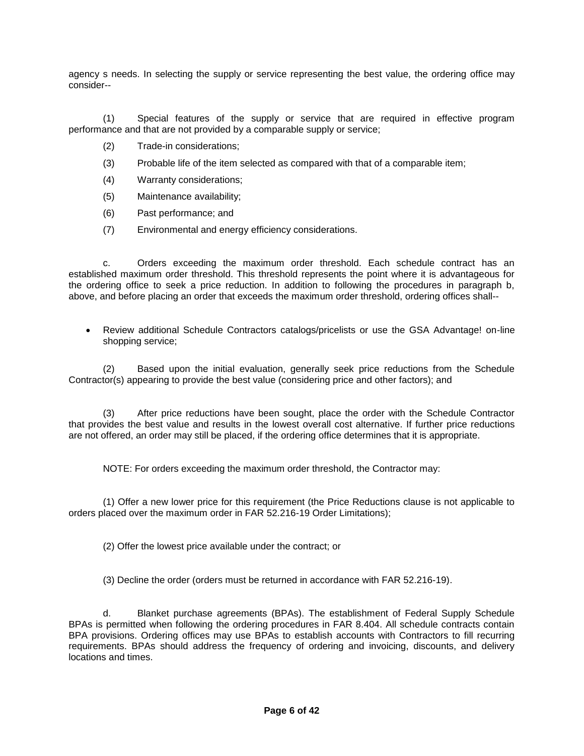agency s needs. In selecting the supply or service representing the best value, the ordering office may consider--

(1) Special features of the supply or service that are required in effective program performance and that are not provided by a comparable supply or service;

(2) Trade-in considerations;

(3) Probable life of the item selected as compared with that of a comparable item;

(4) Warranty considerations;

(5) Maintenance availability;

(6) Past performance; and

(7) Environmental and energy efficiency considerations.

c. Orders exceeding the maximum order threshold. Each schedule contract has an established maximum order threshold. This threshold represents the point where it is advantageous for the ordering office to seek a price reduction. In addition to following the procedures in paragraph b, above, and before placing an order that exceeds the maximum order threshold, ordering offices shall--

- Review additional Schedule Contractors catalogs/pricelists or use the GSA Advantage! on-line shopping service;

(2) Based upon the initial evaluation, generally seek price reductions from the Schedule Contractor(s) appearing to provide the best value (considering price and other factors); and

(3) After price reductions have been sought, place the order with the Schedule Contractor that provides the best value and results in the lowest overall cost alternative. If further price reductions are not offered, an order may still be placed, if the ordering office determines that it is appropriate.

NOTE: For orders exceeding the maximum order threshold, the Contractor may:

(1) Offer a new lower price for this requirement (the Price Reductions clause is not applicable to orders placed over the maximum order in FAR 52.216-19 Order Limitations);

(2) Offer the lowest price available under the contract; or

(3) Decline the order (orders must be returned in accordance with FAR 52.216-19).

d. Blanket purchase agreements (BPAs). The establishment of Federal Supply Schedule BPAs is permitted when following the ordering procedures in FAR 8.404. All schedule contracts contain BPA provisions. Ordering offices may use BPAs to establish accounts with Contractors to fill recurring requirements. BPAs should address the frequency of ordering and invoicing, discounts, and delivery locations and times.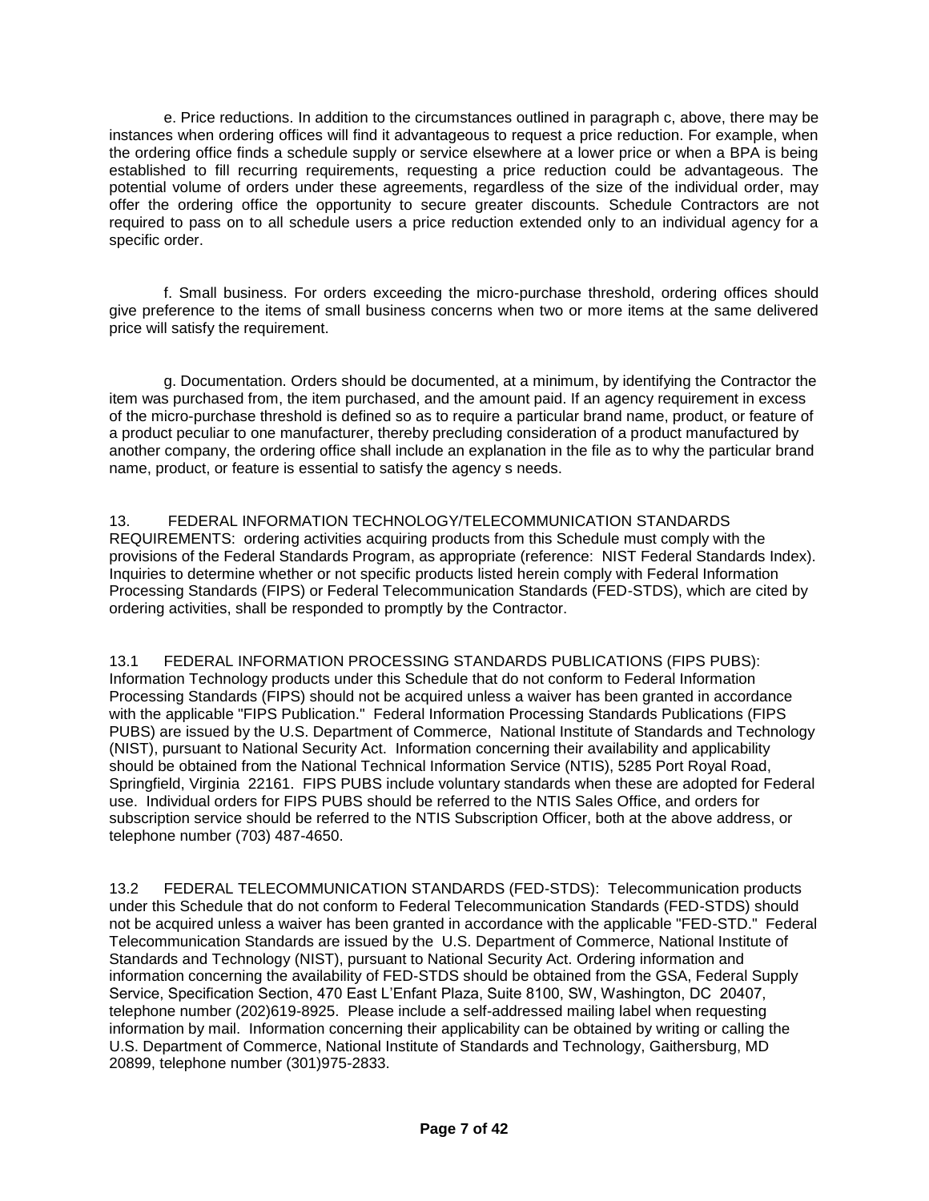e. Price reductions. In addition to the circumstances outlined in paragraph c, above, there may be instances when ordering offices will find it advantageous to request a price reduction. For example, when the ordering office finds a schedule supply or service elsewhere at a lower price or when a BPA is being established to fill recurring requirements, requesting a price reduction could be advantageous. The potential volume of orders under these agreements, regardless of the size of the individual order, may offer the ordering office the opportunity to secure greater discounts. Schedule Contractors are not required to pass on to all schedule users a price reduction extended only to an individual agency for a specific order.

f. Small business. For orders exceeding the micro-purchase threshold, ordering offices should give preference to the items of small business concerns when two or more items at the same delivered price will satisfy the requirement.

g. Documentation. Orders should be documented, at a minimum, by identifying the Contractor the item was purchased from, the item purchased, and the amount paid. If an agency requirement in excess of the micro-purchase threshold is defined so as to require a particular brand name, product, or feature of a product peculiar to one manufacturer, thereby precluding consideration of a product manufactured by another company, the ordering office shall include an explanation in the file as to why the particular brand name, product, or feature is essential to satisfy the agency s needs.

13. FEDERAL INFORMATION TECHNOLOGY/TELECOMMUNICATION STANDARDS REQUIREMENTS: ordering activities acquiring products from this Schedule must comply with the provisions of the Federal Standards Program, as appropriate (reference: NIST Federal Standards Index). Inquiries to determine whether or not specific products listed herein comply with Federal Information Processing Standards (FIPS) or Federal Telecommunication Standards (FED-STDS), which are cited by ordering activities, shall be responded to promptly by the Contractor.

13.1 FEDERAL INFORMATION PROCESSING STANDARDS PUBLICATIONS (FIPS PUBS): Information Technology products under this Schedule that do not conform to Federal Information Processing Standards (FIPS) should not be acquired unless a waiver has been granted in accordance with the applicable "FIPS Publication." Federal Information Processing Standards Publications (FIPS PUBS) are issued by the U.S. Department of Commerce, National Institute of Standards and Technology (NIST), pursuant to National Security Act. Information concerning their availability and applicability should be obtained from the National Technical Information Service (NTIS), 5285 Port Royal Road, Springfield, Virginia 22161. FIPS PUBS include voluntary standards when these are adopted for Federal use. Individual orders for FIPS PUBS should be referred to the NTIS Sales Office, and orders for subscription service should be referred to the NTIS Subscription Officer, both at the above address, or telephone number (703) 487-4650.

13.2 FEDERAL TELECOMMUNICATION STANDARDS (FED-STDS): Telecommunication products under this Schedule that do not conform to Federal Telecommunication Standards (FED-STDS) should not be acquired unless a waiver has been granted in accordance with the applicable "FED-STD." Federal Telecommunication Standards are issued by the U.S. Department of Commerce, National Institute of Standards and Technology (NIST), pursuant to National Security Act. Ordering information and information concerning the availability of FED-STDS should be obtained from the GSA, Federal Supply Service, Specification Section, 470 East L'Enfant Plaza, Suite 8100, SW, Washington, DC 20407, telephone number (202)619-8925. Please include a self-addressed mailing label when requesting information by mail. Information concerning their applicability can be obtained by writing or calling the U.S. Department of Commerce, National Institute of Standards and Technology, Gaithersburg, MD 20899, telephone number (301)975-2833.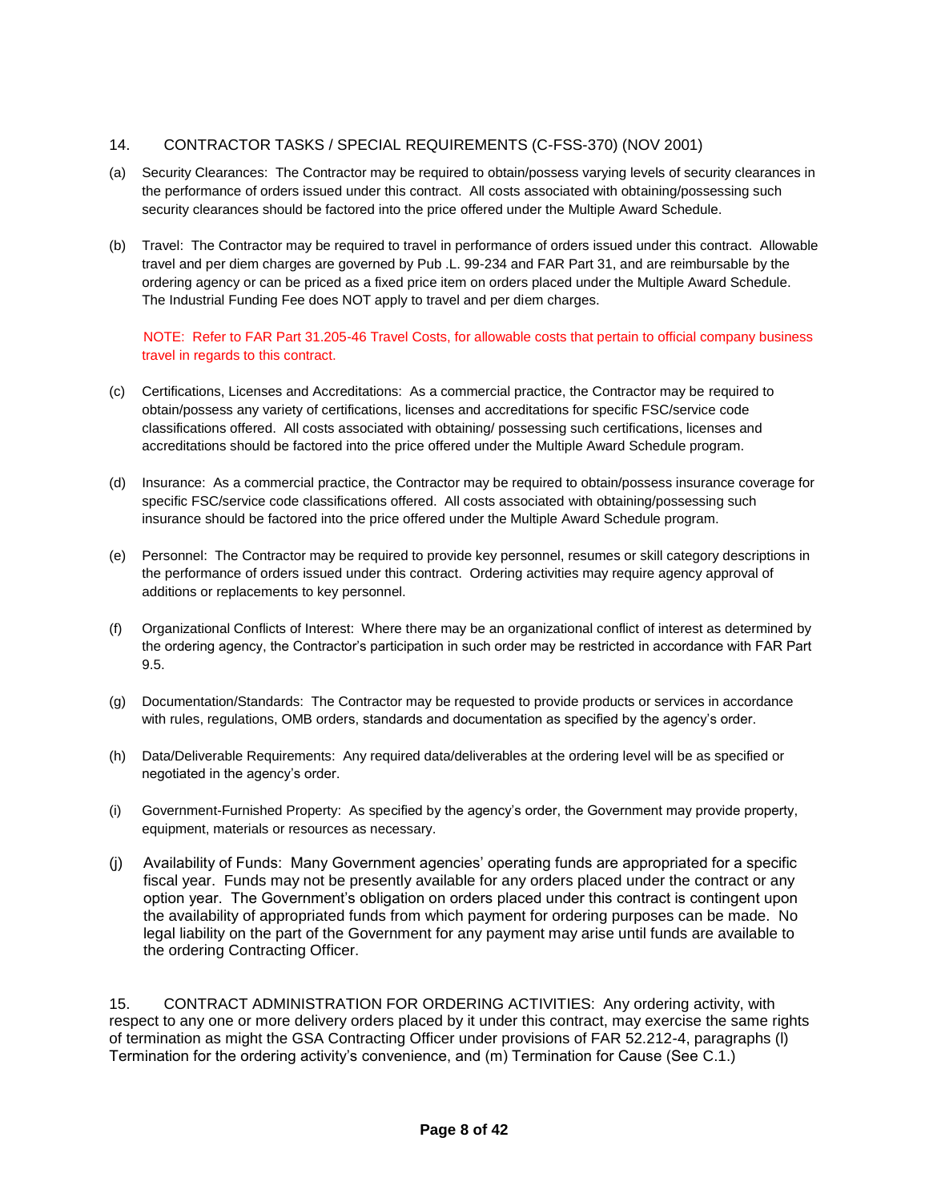## 14. CONTRACTOR TASKS / SPECIAL REQUIREMENTS (C-FSS-370) (NOV 2001)

(a) Security Clearances: The Contractor may be required to obtain/possess varying levels of security clearances in the performance of orders issued under this contract. All costs associated with obtaining/possessing such security clearances should be factored into the price offered under the Multiple Award Schedule.

(b) Travel: The Contractor may be required to travel in performance of orders issued under this contract. Allowable travel and per diem charges are governed by Pub .L. 99-234 and FAR Part 31, and are reimbursable by the ordering agency or can be priced as a fixed price item on orders placed under the Multiple Award Schedule. The Industrial Funding Fee does NOT apply to travel and per diem charges.

NOTE: Refer to FAR Part 31.205-46 Travel Costs, for allowable costs that pertain to official company business travel in regards to this contract.

(c) Certifications, Licenses and Accreditations: As a commercial practice, the Contractor may be required to obtain/possess any variety of certifications, licenses and accreditations for specific FSC/service code classifications offered. All costs associated with obtaining/ possessing such certifications, licenses and accreditations should be factored into the price offered under the Multiple Award Schedule program.

(d) Insurance: As a commercial practice, the Contractor may be required to obtain/possess insurance coverage for specific FSC/service code classifications offered. All costs associated with obtaining/possessing such insurance should be factored into the price offered under the Multiple Award Schedule program.

(e) Personnel: The Contractor may be required to provide key personnel, resumes or skill category descriptions in the performance of orders issued under this contract. Ordering activities may require agency approval of additions or replacements to key personnel.

(f) Organizational Conflicts of Interest: Where there may be an organizational conflict of interest as determined by the ordering agency, the Contractor's participation in such order may be restricted in accordance with FAR Part 9.5.

(g) Documentation/Standards: The Contractor may be requested to provide products or services in accordance with rules, regulations, OMB orders, standards and documentation as specified by the agency's order.

(h) Data/Deliverable Requirements: Any required data/deliverables at the ordering level will be as specified or negotiated in the agency's order.

(i) Government-Furnished Property: As specified by the agency's order, the Government may provide property, equipment, materials or resources as necessary.

(j) Availability of Funds: Many Government agencies' operating funds are appropriated for a specific fiscal year. Funds may not be presently available for any orders placed under the contract or any option year. The Government's obligation on orders placed under this contract is contingent upon the availability of appropriated funds from which payment for ordering purposes can be made. No legal liability on the part of the Government for any payment may arise until funds are available to the ordering Contracting Officer.

15. CONTRACT ADMINISTRATION FOR ORDERING ACTIVITIES: Any ordering activity, with respect to any one or more delivery orders placed by it under this contract, may exercise the same rights of termination as might the GSA Contracting Officer under provisions of FAR 52.212-4, paragraphs (l) Termination for the ordering activity's convenience, and (m) Termination for Cause (See C.1.)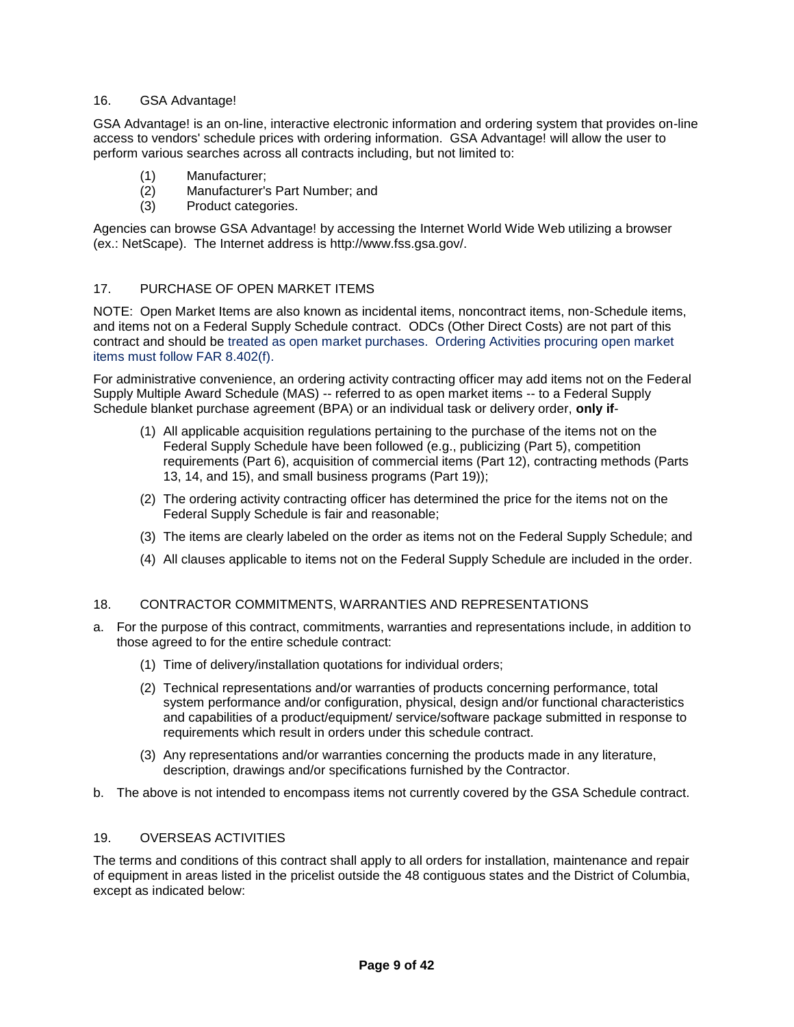## 16. GSA Advantage!

GSA Advantage! is an on-line, interactive electronic information and ordering system that provides on-line access to vendors' schedule prices with ordering information. GSA Advantage! will allow the user to perform various searches across all contracts including, but not limited to:

(1) Manufacturer;
(2) Manufacturer's Part Number; and
(3) Product categories.

Agencies can browse GSA Advantage! by accessing the Internet World Wide Web utilizing a browser (ex.: NetScape). The Internet address is http://www.fss.gsa.gov/.

## 17. PURCHASE OF OPEN MARKET ITEMS

NOTE: Open Market Items are also known as incidental items, noncontract items, non-Schedule items, and items not on a Federal Supply Schedule contract. ODCs (Other Direct Costs) are not part of this contract and should be treated as open market purchases. Ordering Activities procuring open market items must follow FAR 8.402(f).

For administrative convenience, an ordering activity contracting officer may add items not on the Federal Supply Multiple Award Schedule (MAS) -- referred to as open market items -- to a Federal Supply Schedule blanket purchase agreement (BPA) or an individual task or delivery order, **only if**-

(1) All applicable acquisition regulations pertaining to the purchase of the items not on the Federal Supply Schedule have been followed (e.g., publicizing (Part 5), competition requirements (Part 6), acquisition of commercial items (Part 12), contracting methods (Parts 13, 14, and 15), and small business programs (Part 19));

(2) The ordering activity contracting officer has determined the price for the items not on the Federal Supply Schedule is fair and reasonable;

(3) The items are clearly labeled on the order as items not on the Federal Supply Schedule; and

(4) All clauses applicable to items not on the Federal Supply Schedule are included in the order.

## 18. CONTRACTOR COMMITMENTS, WARRANTIES AND REPRESENTATIONS

a. For the purpose of this contract, commitments, warranties and representations include, in addition to those agreed to for the entire schedule contract:

(1) Time of delivery/installation quotations for individual orders;

(2) Technical representations and/or warranties of products concerning performance, total system performance and/or configuration, physical, design and/or functional characteristics and capabilities of a product/equipment/ service/software package submitted in response to requirements which result in orders under this schedule contract.

(3) Any representations and/or warranties concerning the products made in any literature, description, drawings and/or specifications furnished by the Contractor.

b. The above is not intended to encompass items not currently covered by the GSA Schedule contract.

## 19. OVERSEAS ACTIVITIES

The terms and conditions of this contract shall apply to all orders for installation, maintenance and repair of equipment in areas listed in the pricelist outside the 48 contiguous states and the District of Columbia, except as indicated below: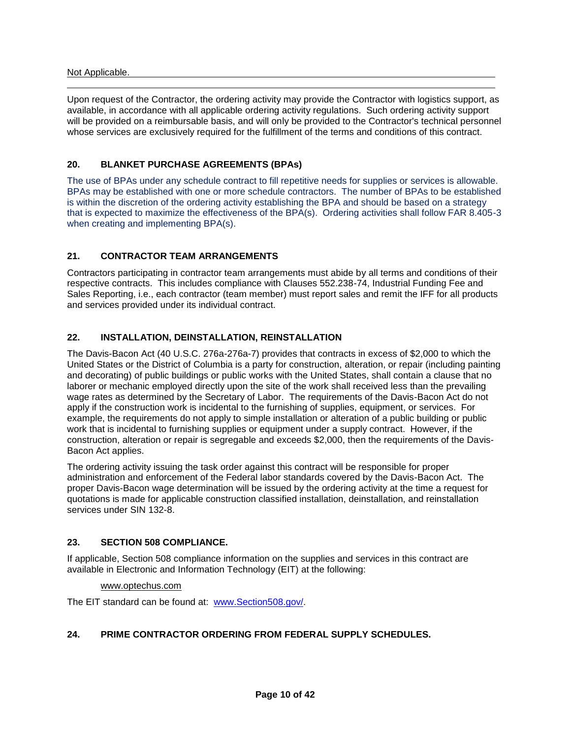Not Applicable.

Upon request of the Contractor, the ordering activity may provide the Contractor with logistics support, as available, in accordance with all applicable ordering activity regulations. Such ordering activity support will be provided on a reimbursable basis, and will only be provided to the Contractor's technical personnel whose services are exclusively required for the fulfillment of the terms and conditions of this contract.

## 20. BLANKET PURCHASE AGREEMENTS (BPAs)

The use of BPAs under any schedule contract to fill repetitive needs for supplies or services is allowable. BPAs may be established with one or more schedule contractors. The number of BPAs to be established is within the discretion of the ordering activity establishing the BPA and should be based on a strategy that is expected to maximize the effectiveness of the BPA(s). Ordering activities shall follow FAR 8.405-3 when creating and implementing BPA(s).

## 21. CONTRACTOR TEAM ARRANGEMENTS

Contractors participating in contractor team arrangements must abide by all terms and conditions of their respective contracts. This includes compliance with Clauses 552.238-74, Industrial Funding Fee and Sales Reporting, i.e., each contractor (team member) must report sales and remit the IFF for all products and services provided under its individual contract.

## 22. INSTALLATION, DEINSTALLATION, REINSTALLATION

The Davis-Bacon Act (40 U.S.C. 276a-276a-7) provides that contracts in excess of $2,000 to which the United States or the District of Columbia is a party for construction, alteration, or repair (including painting and decorating) of public buildings or public works with the United States, shall contain a clause that no laborer or mechanic employed directly upon the site of the work shall received less than the prevailing wage rates as determined by the Secretary of Labor. The requirements of the Davis-Bacon Act do not apply if the construction work is incidental to the furnishing of supplies, equipment, or services. For example, the requirements do not apply to simple installation or alteration of a public building or public work that is incidental to furnishing supplies or equipment under a supply contract. However, if the construction, alteration or repair is segregable and exceeds $2,000, then the requirements of the Davis-Bacon Act applies.

The ordering activity issuing the task order against this contract will be responsible for proper administration and enforcement of the Federal labor standards covered by the Davis-Bacon Act. The proper Davis-Bacon wage determination will be issued by the ordering activity at the time a request for quotations is made for applicable construction classified installation, deinstallation, and reinstallation services under SIN 132-8.

## 23. SECTION 508 COMPLIANCE.

If applicable, Section 508 compliance information on the supplies and services in this contract are available in Electronic and Information Technology (EIT) at the following:

www.optechus.com

The EIT standard can be found at: www.Section508.gov/.

## 24. PRIME CONTRACTOR ORDERING FROM FEDERAL SUPPLY SCHEDULES.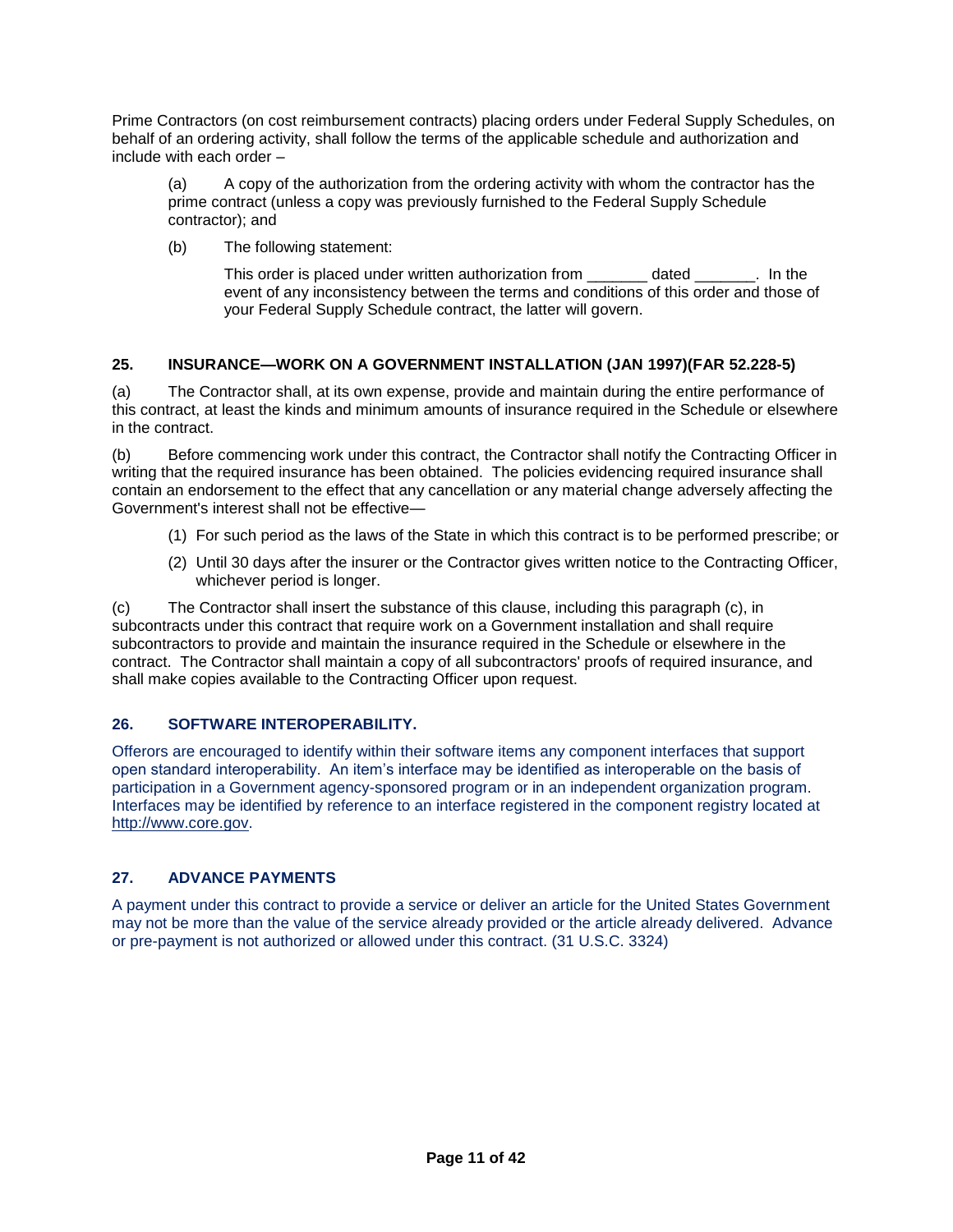Prime Contractors (on cost reimbursement contracts) placing orders under Federal Supply Schedules, on behalf of an ordering activity, shall follow the terms of the applicable schedule and authorization and include with each order –

(a) A copy of the authorization from the ordering activity with whom the contractor has the prime contract (unless a copy was previously furnished to the Federal Supply Schedule contractor); and

(b) The following statement:

> This order is placed under written authorization from _______ dated _______. In the event of any inconsistency between the terms and conditions of this order and those of your Federal Supply Schedule contract, the latter will govern.

### 25. INSURANCE—WORK ON A GOVERNMENT INSTALLATION (JAN 1997)(FAR 52.228-5)

(a) The Contractor shall, at its own expense, provide and maintain during the entire performance of this contract, at least the kinds and minimum amounts of insurance required in the Schedule or elsewhere in the contract.

(b) Before commencing work under this contract, the Contractor shall notify the Contracting Officer in writing that the required insurance has been obtained. The policies evidencing required insurance shall contain an endorsement to the effect that any cancellation or any material change adversely affecting the Government's interest shall not be effective—

(1) For such period as the laws of the State in which this contract is to be performed prescribe; or

(2) Until 30 days after the insurer or the Contractor gives written notice to the Contracting Officer, whichever period is longer.

(c) The Contractor shall insert the substance of this clause, including this paragraph (c), in subcontracts under this contract that require work on a Government installation and shall require subcontractors to provide and maintain the insurance required in the Schedule or elsewhere in the contract. The Contractor shall maintain a copy of all subcontractors' proofs of required insurance, and shall make copies available to the Contracting Officer upon request.

### 26. SOFTWARE INTEROPERABILITY.

Offerors are encouraged to identify within their software items any component interfaces that support open standard interoperability. An item's interface may be identified as interoperable on the basis of participation in a Government agency-sponsored program or in an independent organization program. Interfaces may be identified by reference to an interface registered in the component registry located at http://www.core.gov.

### 27. ADVANCE PAYMENTS

A payment under this contract to provide a service or deliver an article for the United States Government may not be more than the value of the service already provided or the article already delivered. Advance or pre-payment is not authorized or allowed under this contract. (31 U.S.C. 3324)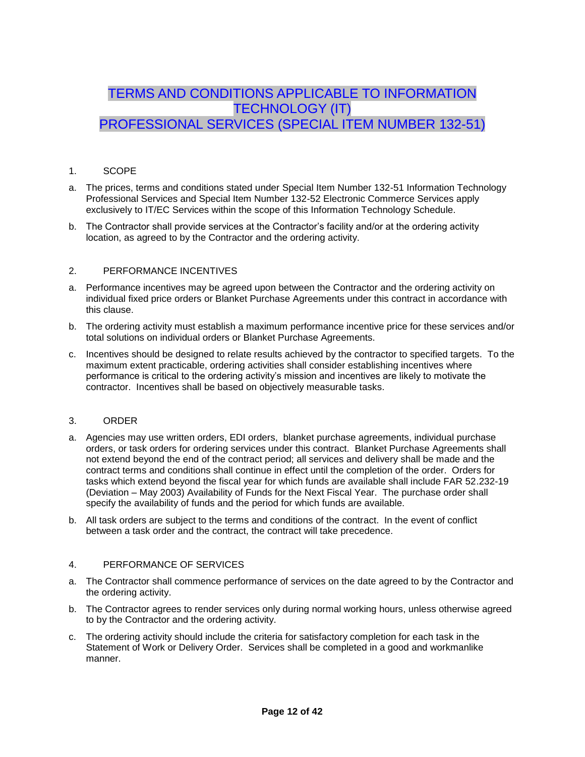# TERMS AND CONDITIONS APPLICABLE TO INFORMATION TECHNOLOGY (IT) PROFESSIONAL SERVICES (SPECIAL ITEM NUMBER 132-51)

## 1. SCOPE

a. The prices, terms and conditions stated under Special Item Number 132-51 Information Technology Professional Services and Special Item Number 132-52 Electronic Commerce Services apply exclusively to IT/EC Services within the scope of this Information Technology Schedule.

b. The Contractor shall provide services at the Contractor's facility and/or at the ordering activity location, as agreed to by the Contractor and the ordering activity.

## 2. PERFORMANCE INCENTIVES

a. Performance incentives may be agreed upon between the Contractor and the ordering activity on individual fixed price orders or Blanket Purchase Agreements under this contract in accordance with this clause.

b. The ordering activity must establish a maximum performance incentive price for these services and/or total solutions on individual orders or Blanket Purchase Agreements.

c. Incentives should be designed to relate results achieved by the contractor to specified targets. To the maximum extent practicable, ordering activities shall consider establishing incentives where performance is critical to the ordering activity's mission and incentives are likely to motivate the contractor. Incentives shall be based on objectively measurable tasks.

## 3. ORDER

a. Agencies may use written orders, EDI orders, blanket purchase agreements, individual purchase orders, or task orders for ordering services under this contract. Blanket Purchase Agreements shall not extend beyond the end of the contract period; all services and delivery shall be made and the contract terms and conditions shall continue in effect until the completion of the order. Orders for tasks which extend beyond the fiscal year for which funds are available shall include FAR 52.232-19 (Deviation – May 2003) Availability of Funds for the Next Fiscal Year. The purchase order shall specify the availability of funds and the period for which funds are available.

b. All task orders are subject to the terms and conditions of the contract. In the event of conflict between a task order and the contract, the contract will take precedence.

## 4. PERFORMANCE OF SERVICES

a. The Contractor shall commence performance of services on the date agreed to by the Contractor and the ordering activity.

b. The Contractor agrees to render services only during normal working hours, unless otherwise agreed to by the Contractor and the ordering activity.

c. The ordering activity should include the criteria for satisfactory completion for each task in the Statement of Work or Delivery Order. Services shall be completed in a good and workmanlike manner.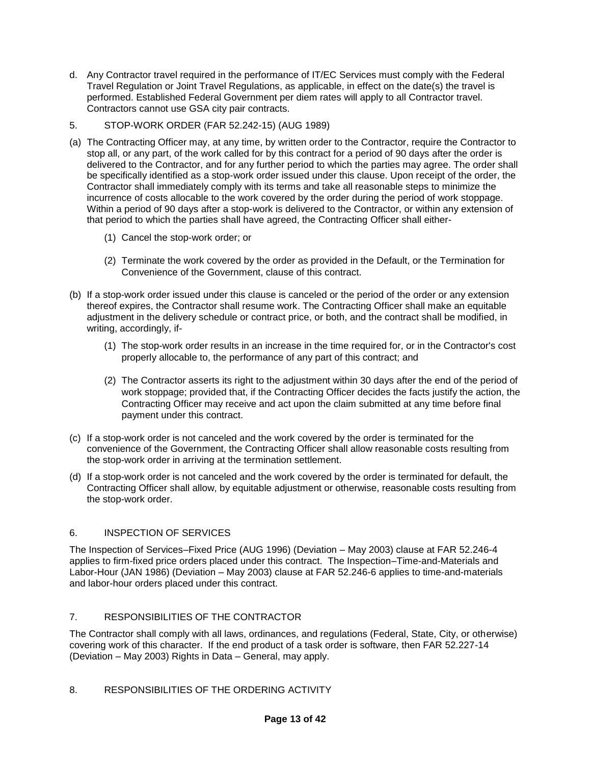d. Any Contractor travel required in the performance of IT/EC Services must comply with the Federal Travel Regulation or Joint Travel Regulations, as applicable, in effect on the date(s) the travel is performed. Established Federal Government per diem rates will apply to all Contractor travel. Contractors cannot use GSA city pair contracts.

5. STOP-WORK ORDER (FAR 52.242-15) (AUG 1989)

(a) The Contracting Officer may, at any time, by written order to the Contractor, require the Contractor to stop all, or any part, of the work called for by this contract for a period of 90 days after the order is delivered to the Contractor, and for any further period to which the parties may agree. The order shall be specifically identified as a stop-work order issued under this clause. Upon receipt of the order, the Contractor shall immediately comply with its terms and take all reasonable steps to minimize the incurrence of costs allocable to the work covered by the order during the period of work stoppage. Within a period of 90 days after a stop-work is delivered to the Contractor, or within any extension of that period to which the parties shall have agreed, the Contracting Officer shall either-

   (1) Cancel the stop-work order; or

   (2) Terminate the work covered by the order as provided in the Default, or the Termination for Convenience of the Government, clause of this contract.

(b) If a stop-work order issued under this clause is canceled or the period of the order or any extension thereof expires, the Contractor shall resume work. The Contracting Officer shall make an equitable adjustment in the delivery schedule or contract price, or both, and the contract shall be modified, in writing, accordingly, if-

   (1) The stop-work order results in an increase in the time required for, or in the Contractor's cost properly allocable to, the performance of any part of this contract; and

   (2) The Contractor asserts its right to the adjustment within 30 days after the end of the period of work stoppage; provided that, if the Contracting Officer decides the facts justify the action, the Contracting Officer may receive and act upon the claim submitted at any time before final payment under this contract.

(c) If a stop-work order is not canceled and the work covered by the order is terminated for the convenience of the Government, the Contracting Officer shall allow reasonable costs resulting from the stop-work order in arriving at the termination settlement.

(d) If a stop-work order is not canceled and the work covered by the order is terminated for default, the Contracting Officer shall allow, by equitable adjustment or otherwise, reasonable costs resulting from the stop-work order.

6. INSPECTION OF SERVICES

The Inspection of Services–Fixed Price (AUG 1996) (Deviation – May 2003) clause at FAR 52.246-4 applies to firm-fixed price orders placed under this contract. The Inspection–Time-and-Materials and Labor-Hour (JAN 1986) (Deviation – May 2003) clause at FAR 52.246-6 applies to time-and-materials and labor-hour orders placed under this contract.

7. RESPONSIBILITIES OF THE CONTRACTOR

The Contractor shall comply with all laws, ordinances, and regulations (Federal, State, City, or otherwise) covering work of this character. If the end product of a task order is software, then FAR 52.227-14 (Deviation – May 2003) Rights in Data – General, may apply.

8. RESPONSIBILITIES OF THE ORDERING ACTIVITY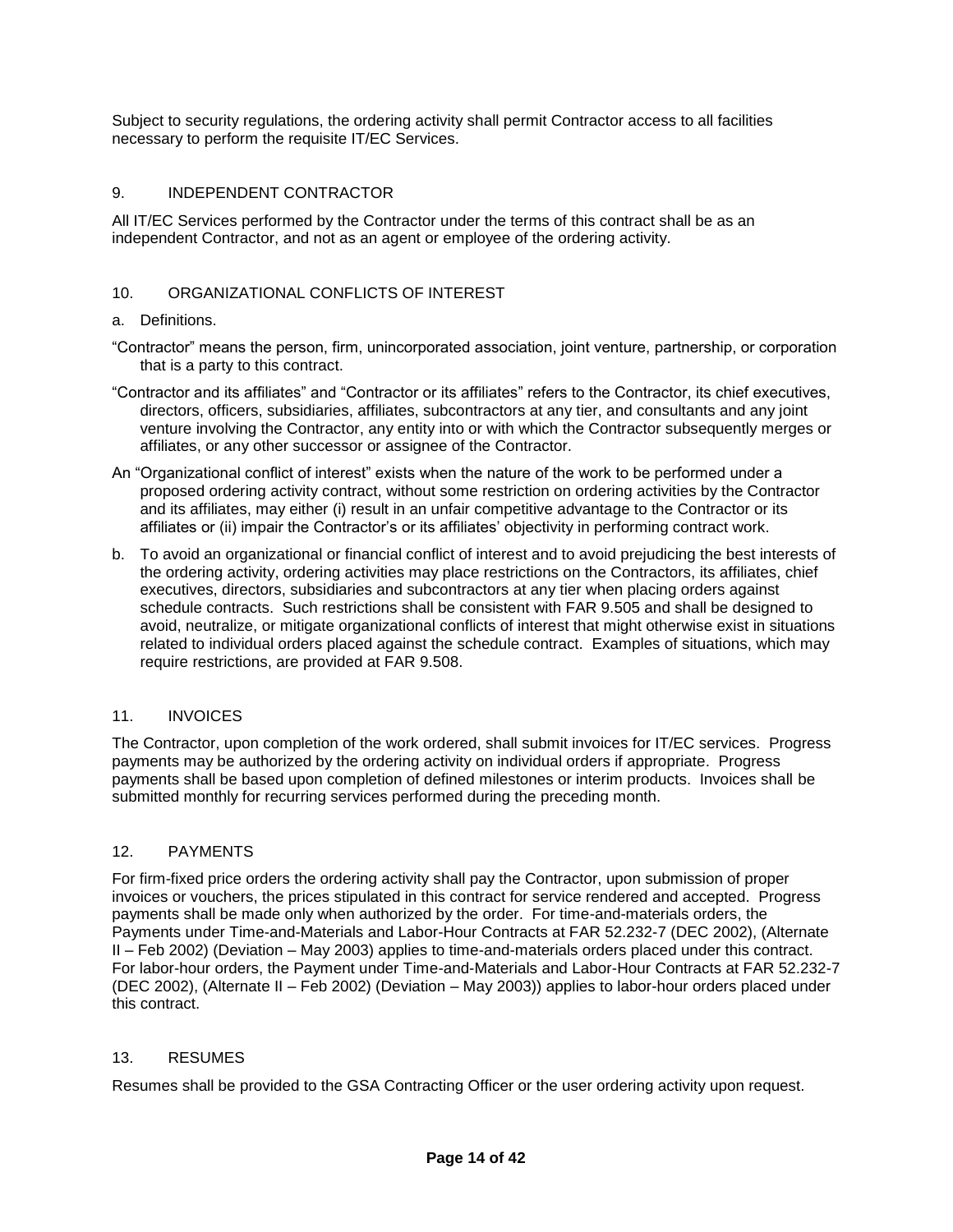Subject to security regulations, the ordering activity shall permit Contractor access to all facilities necessary to perform the requisite IT/EC Services.

## 9. INDEPENDENT CONTRACTOR

All IT/EC Services performed by the Contractor under the terms of this contract shall be as an independent Contractor, and not as an agent or employee of the ordering activity.

## 10. ORGANIZATIONAL CONFLICTS OF INTEREST

a. Definitions.

"Contractor" means the person, firm, unincorporated association, joint venture, partnership, or corporation that is a party to this contract.

"Contractor and its affiliates" and "Contractor or its affiliates" refers to the Contractor, its chief executives, directors, officers, subsidiaries, affiliates, subcontractors at any tier, and consultants and any joint venture involving the Contractor, any entity into or with which the Contractor subsequently merges or affiliates, or any other successor or assignee of the Contractor.

An "Organizational conflict of interest" exists when the nature of the work to be performed under a proposed ordering activity contract, without some restriction on ordering activities by the Contractor and its affiliates, may either (i) result in an unfair competitive advantage to the Contractor or its affiliates or (ii) impair the Contractor's or its affiliates' objectivity in performing contract work.

b. To avoid an organizational or financial conflict of interest and to avoid prejudicing the best interests of the ordering activity, ordering activities may place restrictions on the Contractors, its affiliates, chief executives, directors, subsidiaries and subcontractors at any tier when placing orders against schedule contracts. Such restrictions shall be consistent with FAR 9.505 and shall be designed to avoid, neutralize, or mitigate organizational conflicts of interest that might otherwise exist in situations related to individual orders placed against the schedule contract. Examples of situations, which may require restrictions, are provided at FAR 9.508.

## 11. INVOICES

The Contractor, upon completion of the work ordered, shall submit invoices for IT/EC services. Progress payments may be authorized by the ordering activity on individual orders if appropriate. Progress payments shall be based upon completion of defined milestones or interim products. Invoices shall be submitted monthly for recurring services performed during the preceding month.

## 12. PAYMENTS

For firm-fixed price orders the ordering activity shall pay the Contractor, upon submission of proper invoices or vouchers, the prices stipulated in this contract for service rendered and accepted. Progress payments shall be made only when authorized by the order. For time-and-materials orders, the Payments under Time-and-Materials and Labor-Hour Contracts at FAR 52.232-7 (DEC 2002), (Alternate II – Feb 2002) (Deviation – May 2003) applies to time-and-materials orders placed under this contract. For labor-hour orders, the Payment under Time-and-Materials and Labor-Hour Contracts at FAR 52.232-7 (DEC 2002), (Alternate II – Feb 2002) (Deviation – May 2003)) applies to labor-hour orders placed under this contract.

## 13. RESUMES

Resumes shall be provided to the GSA Contracting Officer or the user ordering activity upon request.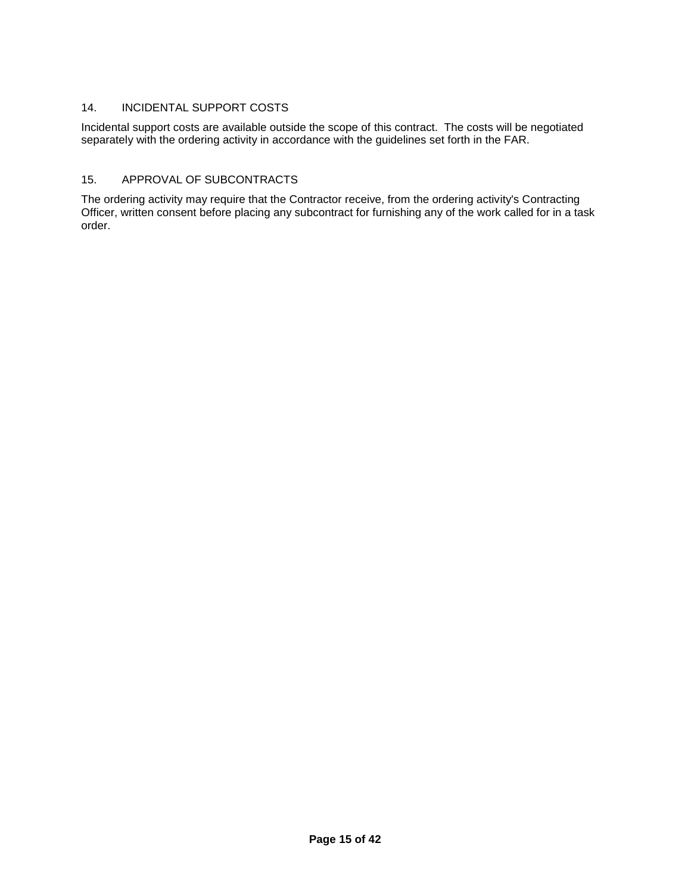## 14. INCIDENTAL SUPPORT COSTS

Incidental support costs are available outside the scope of this contract. The costs will be negotiated separately with the ordering activity in accordance with the guidelines set forth in the FAR.

## 15. APPROVAL OF SUBCONTRACTS

The ordering activity may require that the Contractor receive, from the ordering activity's Contracting Officer, written consent before placing any subcontract for furnishing any of the work called for in a task order.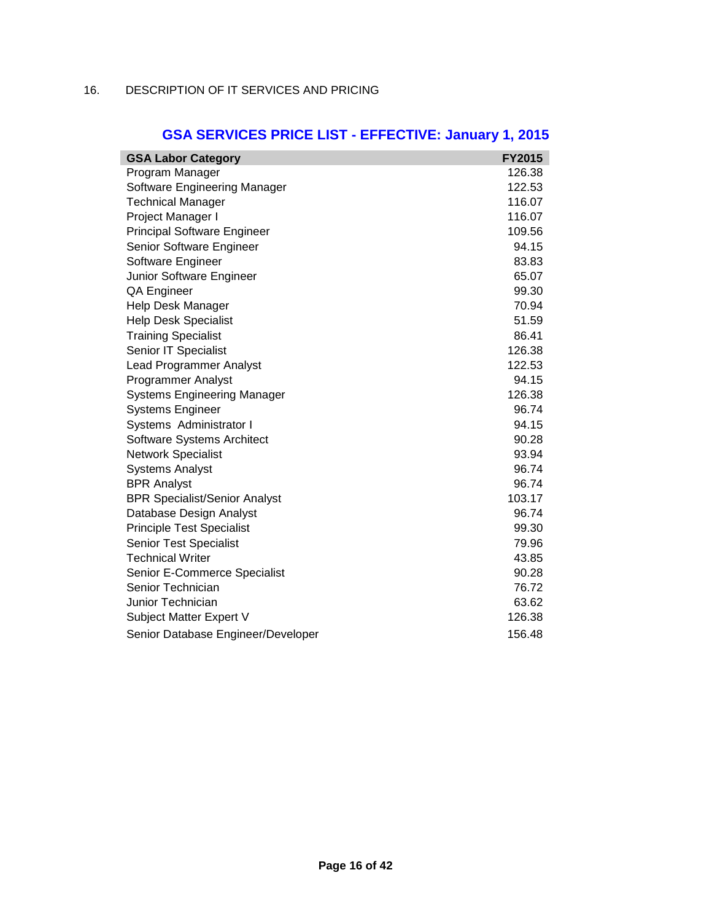16. DESCRIPTION OF IT SERVICES AND PRICING

## GSA SERVICES PRICE LIST - EFFECTIVE: January 1, 2015

| GSA Labor Category | FY2015 |
|---|---|
| Program Manager | 126.38 |
| Software Engineering Manager | 122.53 |
| Technical Manager | 116.07 |
| Project Manager I | 116.07 |
| Principal Software Engineer | 109.56 |
| Senior Software Engineer | 94.15 |
| Software Engineer | 83.83 |
| Junior Software Engineer | 65.07 |
| QA Engineer | 99.30 |
| Help Desk Manager | 70.94 |
| Help Desk Specialist | 51.59 |
| Training Specialist | 86.41 |
| Senior IT Specialist | 126.38 |
| Lead Programmer Analyst | 122.53 |
| Programmer Analyst | 94.15 |
| Systems Engineering Manager | 126.38 |
| Systems Engineer | 96.74 |
| Systems Administrator I | 94.15 |
| Software Systems Architect | 90.28 |
| Network Specialist | 93.94 |
| Systems Analyst | 96.74 |
| BPR Analyst | 96.74 |
| BPR Specialist/Senior Analyst | 103.17 |
| Database Design Analyst | 96.74 |
| Principle Test Specialist | 99.30 |
| Senior Test Specialist | 79.96 |
| Technical Writer | 43.85 |
| Senior E-Commerce Specialist | 90.28 |
| Senior Technician | 76.72 |
| Junior Technician | 63.62 |
| Subject Matter Expert V | 126.38 |
| Senior Database Engineer/Developer | 156.48 |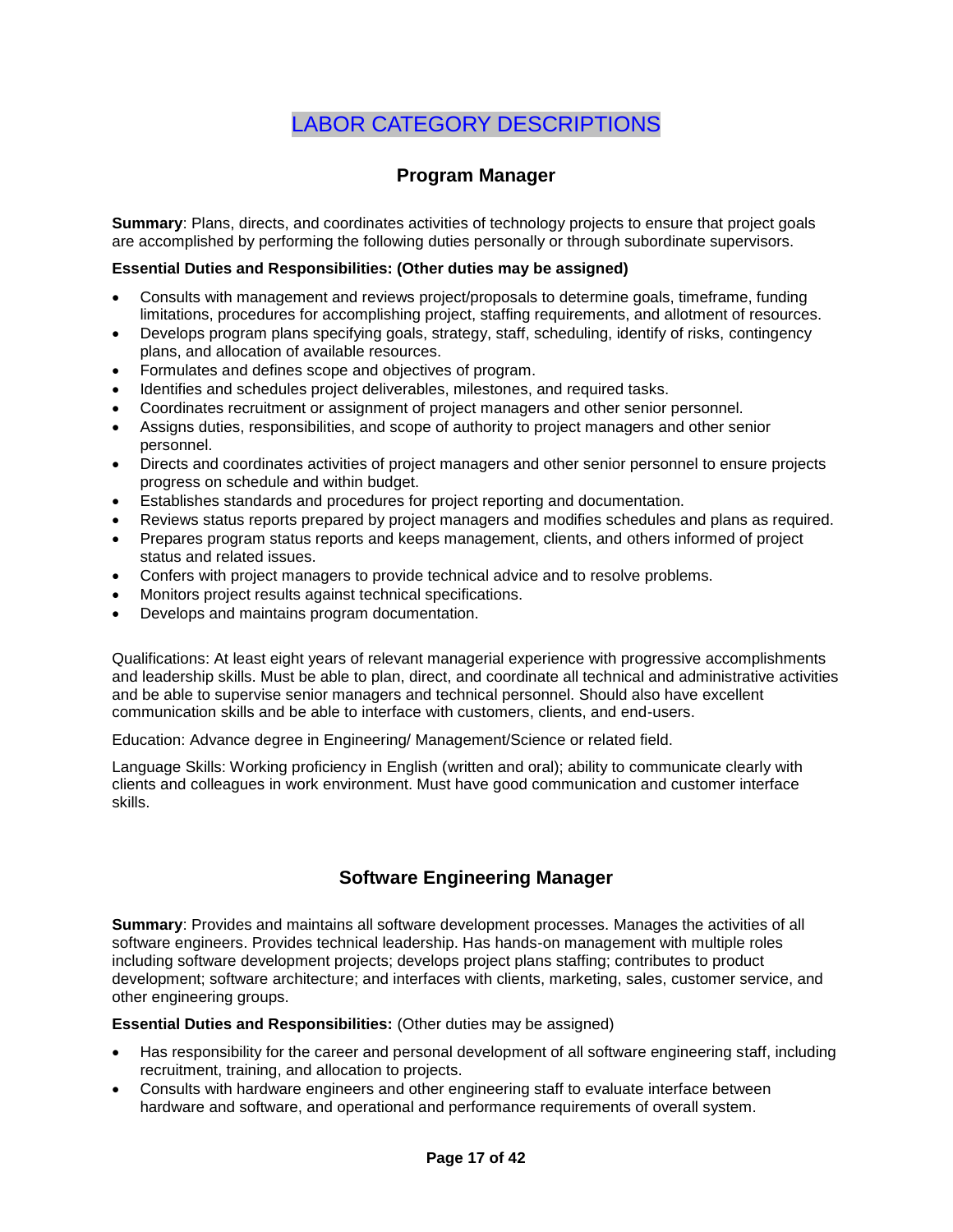# LABOR CATEGORY DESCRIPTIONS

## Program Manager

**Summary**: Plans, directs, and coordinates activities of technology projects to ensure that project goals are accomplished by performing the following duties personally or through subordinate supervisors.

**Essential Duties and Responsibilities: (Other duties may be assigned)**

- Consults with management and reviews project/proposals to determine goals, timeframe, funding limitations, procedures for accomplishing project, staffing requirements, and allotment of resources.
- Develops program plans specifying goals, strategy, staff, scheduling, identify of risks, contingency plans, and allocation of available resources.
- Formulates and defines scope and objectives of program.
- Identifies and schedules project deliverables, milestones, and required tasks.
- Coordinates recruitment or assignment of project managers and other senior personnel.
- Assigns duties, responsibilities, and scope of authority to project managers and other senior personnel.
- Directs and coordinates activities of project managers and other senior personnel to ensure projects progress on schedule and within budget.
- Establishes standards and procedures for project reporting and documentation.
- Reviews status reports prepared by project managers and modifies schedules and plans as required.
- Prepares program status reports and keeps management, clients, and others informed of project status and related issues.
- Confers with project managers to provide technical advice and to resolve problems.
- Monitors project results against technical specifications.
- Develops and maintains program documentation.

Qualifications: At least eight years of relevant managerial experience with progressive accomplishments and leadership skills. Must be able to plan, direct, and coordinate all technical and administrative activities and be able to supervise senior managers and technical personnel. Should also have excellent communication skills and be able to interface with customers, clients, and end-users.

Education: Advance degree in Engineering/ Management/Science or related field.

Language Skills: Working proficiency in English (written and oral); ability to communicate clearly with clients and colleagues in work environment. Must have good communication and customer interface skills.

## Software Engineering Manager

**Summary**: Provides and maintains all software development processes. Manages the activities of all software engineers. Provides technical leadership. Has hands-on management with multiple roles including software development projects; develops project plans staffing; contributes to product development; software architecture; and interfaces with clients, marketing, sales, customer service, and other engineering groups.

**Essential Duties and Responsibilities:** (Other duties may be assigned)

- Has responsibility for the career and personal development of all software engineering staff, including recruitment, training, and allocation to projects.
- Consults with hardware engineers and other engineering staff to evaluate interface between hardware and software, and operational and performance requirements of overall system.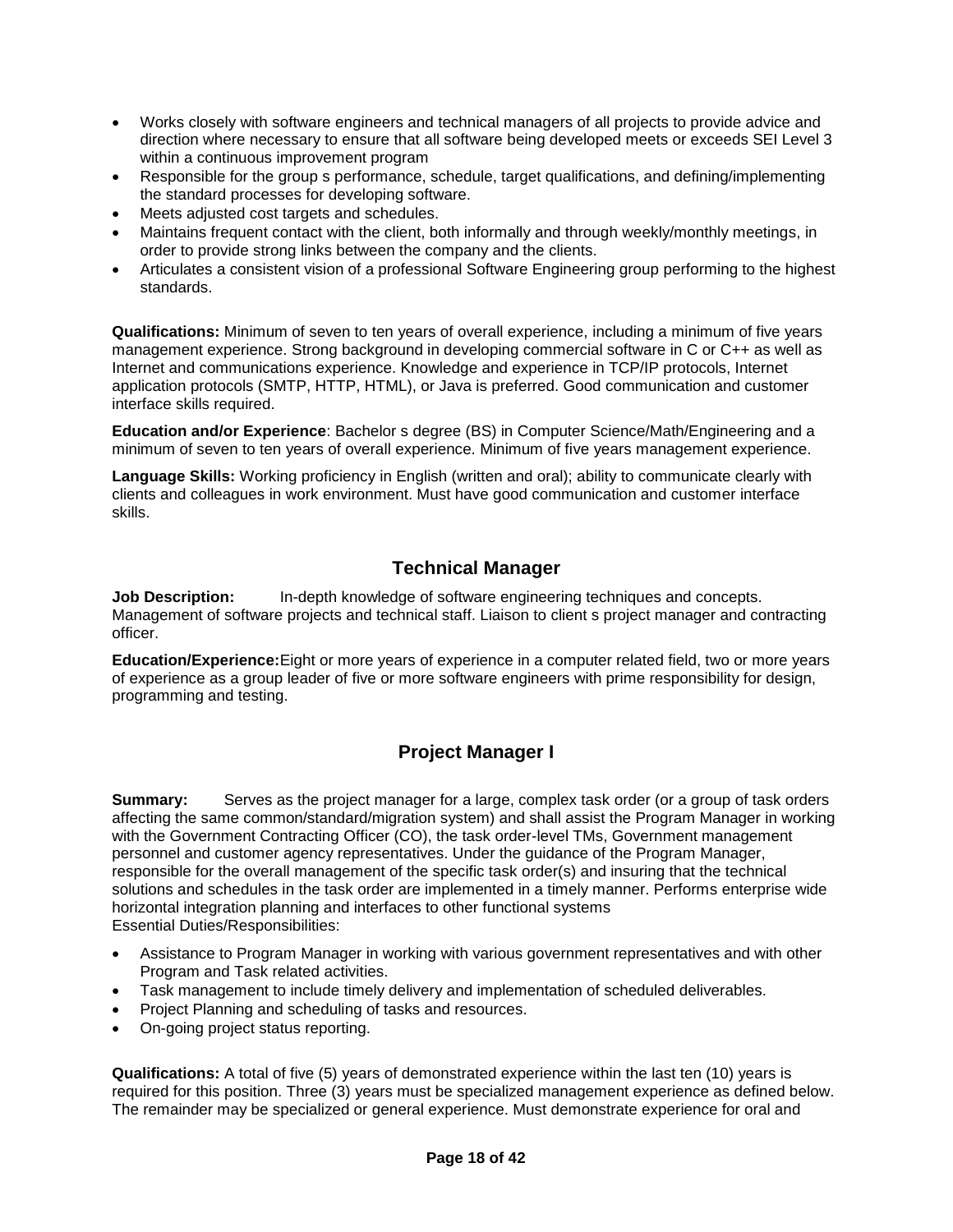- Works closely with software engineers and technical managers of all projects to provide advice and direction where necessary to ensure that all software being developed meets or exceeds SEI Level 3 within a continuous improvement program
- Responsible for the group s performance, schedule, target qualifications, and defining/implementing the standard processes for developing software.
- Meets adjusted cost targets and schedules.
- Maintains frequent contact with the client, both informally and through weekly/monthly meetings, in order to provide strong links between the company and the clients.
- Articulates a consistent vision of a professional Software Engineering group performing to the highest standards.

**Qualifications:** Minimum of seven to ten years of overall experience, including a minimum of five years management experience. Strong background in developing commercial software in C or C++ as well as Internet and communications experience. Knowledge and experience in TCP/IP protocols, Internet application protocols (SMTP, HTTP, HTML), or Java is preferred. Good communication and customer interface skills required.

**Education and/or Experience**: Bachelor s degree (BS) in Computer Science/Math/Engineering and a minimum of seven to ten years of overall experience. Minimum of five years management experience.

**Language Skills:** Working proficiency in English (written and oral); ability to communicate clearly with clients and colleagues in work environment. Must have good communication and customer interface skills.

## Technical Manager

**Job Description:** In-depth knowledge of software engineering techniques and concepts. Management of software projects and technical staff. Liaison to client s project manager and contracting officer.

**Education/Experience:** Eight or more years of experience in a computer related field, two or more years of experience as a group leader of five or more software engineers with prime responsibility for design, programming and testing.

## Project Manager I

**Summary:** Serves as the project manager for a large, complex task order (or a group of task orders affecting the same common/standard/migration system) and shall assist the Program Manager in working with the Government Contracting Officer (CO), the task order-level TMs, Government management personnel and customer agency representatives. Under the guidance of the Program Manager, responsible for the overall management of the specific task order(s) and insuring that the technical solutions and schedules in the task order are implemented in a timely manner. Performs enterprise wide horizontal integration planning and interfaces to other functional systems
Essential Duties/Responsibilities:

- Assistance to Program Manager in working with various government representatives and with other Program and Task related activities.
- Task management to include timely delivery and implementation of scheduled deliverables.
- Project Planning and scheduling of tasks and resources.
- On-going project status reporting.

**Qualifications:** A total of five (5) years of demonstrated experience within the last ten (10) years is required for this position. Three (3) years must be specialized management experience as defined below. The remainder may be specialized or general experience. Must demonstrate experience for oral and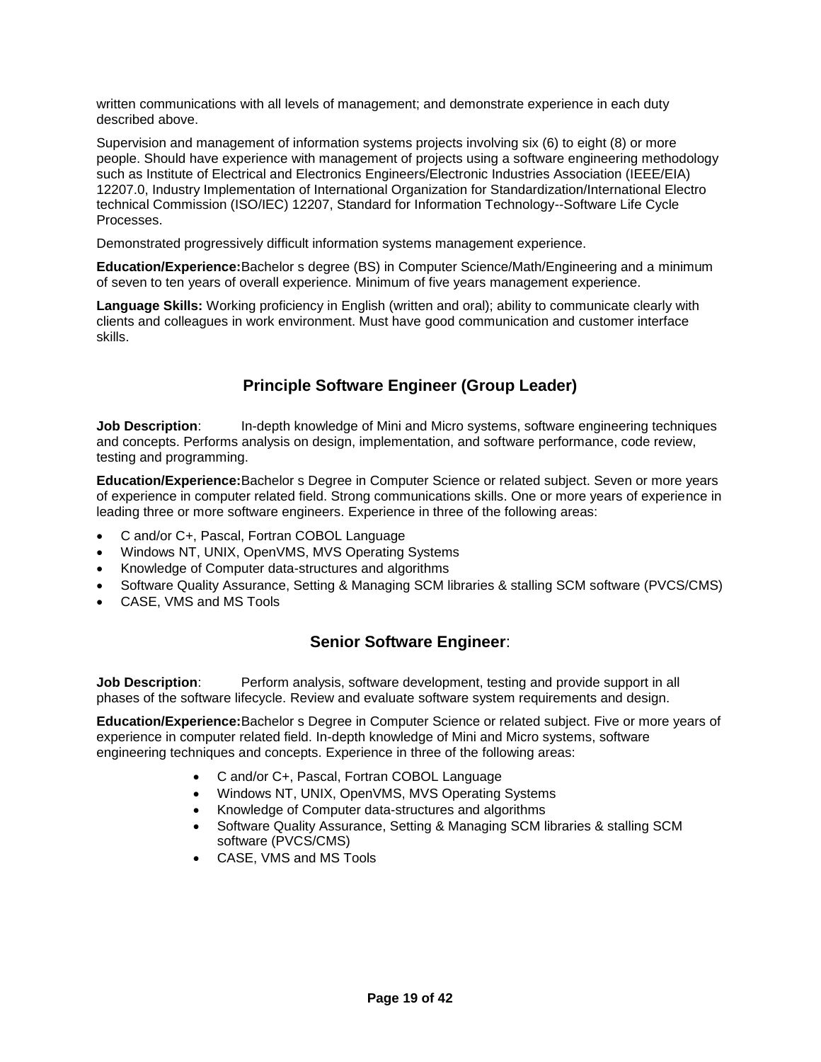written communications with all levels of management; and demonstrate experience in each duty described above.

Supervision and management of information systems projects involving six (6) to eight (8) or more people. Should have experience with management of projects using a software engineering methodology such as Institute of Electrical and Electronics Engineers/Electronic Industries Association (IEEE/EIA) 12207.0, Industry Implementation of International Organization for Standardization/International Electro technical Commission (ISO/IEC) 12207, Standard for Information Technology--Software Life Cycle Processes.

Demonstrated progressively difficult information systems management experience.

**Education/Experience:** Bachelor s degree (BS) in Computer Science/Math/Engineering and a minimum of seven to ten years of overall experience. Minimum of five years management experience.

**Language Skills:** Working proficiency in English (written and oral); ability to communicate clearly with clients and colleagues in work environment. Must have good communication and customer interface skills.

## Principle Software Engineer (Group Leader)

**Job Description**: In-depth knowledge of Mini and Micro systems, software engineering techniques and concepts. Performs analysis on design, implementation, and software performance, code review, testing and programming.

**Education/Experience:** Bachelor s Degree in Computer Science or related subject. Seven or more years of experience in computer related field. Strong communications skills. One or more years of experience in leading three or more software engineers. Experience in three of the following areas:

- C and/or C+, Pascal, Fortran COBOL Language
- Windows NT, UNIX, OpenVMS, MVS Operating Systems
- Knowledge of Computer data-structures and algorithms
- Software Quality Assurance, Setting & Managing SCM libraries & stalling SCM software (PVCS/CMS)
- CASE, VMS and MS Tools

## Senior Software Engineer:

**Job Description**: Perform analysis, software development, testing and provide support in all phases of the software lifecycle. Review and evaluate software system requirements and design.

**Education/Experience:** Bachelor s Degree in Computer Science or related subject. Five or more years of experience in computer related field. In-depth knowledge of Mini and Micro systems, software engineering techniques and concepts. Experience in three of the following areas:

- C and/or C+, Pascal, Fortran COBOL Language
- Windows NT, UNIX, OpenVMS, MVS Operating Systems
- Knowledge of Computer data-structures and algorithms
- Software Quality Assurance, Setting & Managing SCM libraries & stalling SCM software (PVCS/CMS)
- CASE, VMS and MS Tools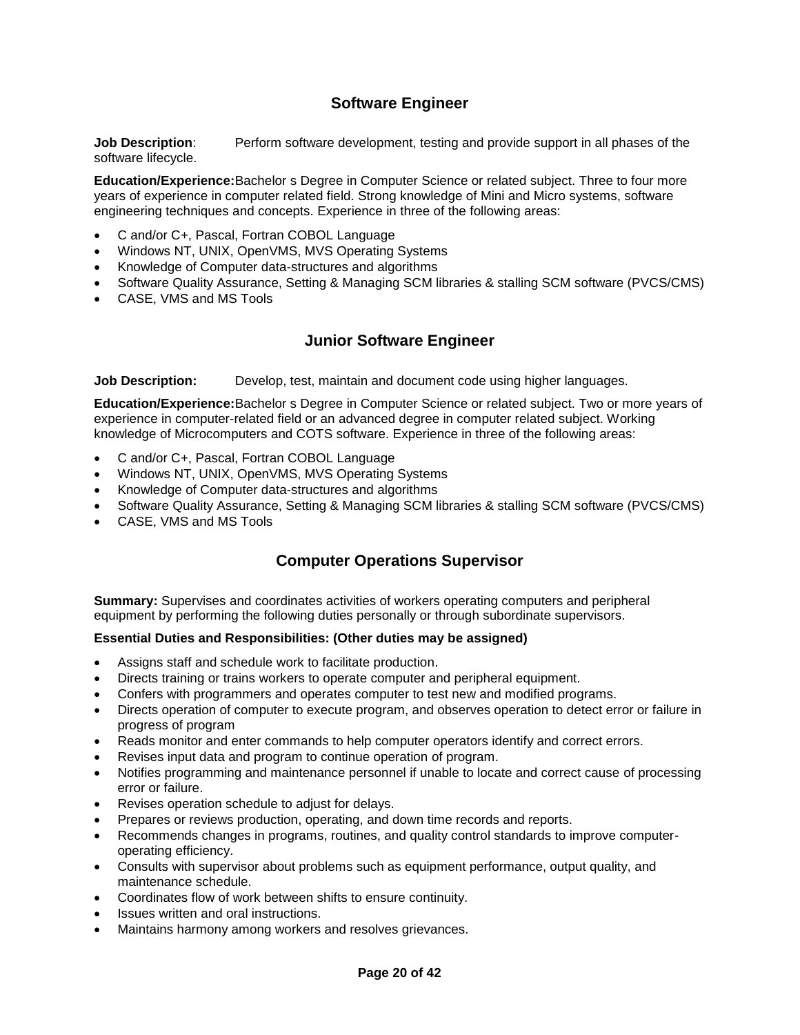## Software Engineer

**Job Description**: Perform software development, testing and provide support in all phases of the software lifecycle.

**Education/Experience:** Bachelor s Degree in Computer Science or related subject. Three to four more years of experience in computer related field. Strong knowledge of Mini and Micro systems, software engineering techniques and concepts. Experience in three of the following areas:

- C and/or C+, Pascal, Fortran COBOL Language
- Windows NT, UNIX, OpenVMS, MVS Operating Systems
- Knowledge of Computer data-structures and algorithms
- Software Quality Assurance, Setting & Managing SCM libraries & stalling SCM software (PVCS/CMS)
- CASE, VMS and MS Tools

## Junior Software Engineer

**Job Description:** Develop, test, maintain and document code using higher languages.

**Education/Experience:** Bachelor s Degree in Computer Science or related subject. Two or more years of experience in computer-related field or an advanced degree in computer related subject. Working knowledge of Microcomputers and COTS software. Experience in three of the following areas:

- C and/or C+, Pascal, Fortran COBOL Language
- Windows NT, UNIX, OpenVMS, MVS Operating Systems
- Knowledge of Computer data-structures and algorithms
- Software Quality Assurance, Setting & Managing SCM libraries & stalling SCM software (PVCS/CMS)
- CASE, VMS and MS Tools

## Computer Operations Supervisor

**Summary:** Supervises and coordinates activities of workers operating computers and peripheral equipment by performing the following duties personally or through subordinate supervisors.

**Essential Duties and Responsibilities: (Other duties may be assigned)**

- Assigns staff and schedule work to facilitate production.
- Directs training or trains workers to operate computer and peripheral equipment.
- Confers with programmers and operates computer to test new and modified programs.
- Directs operation of computer to execute program, and observes operation to detect error or failure in progress of program
- Reads monitor and enter commands to help computer operators identify and correct errors.
- Revises input data and program to continue operation of program.
- Notifies programming and maintenance personnel if unable to locate and correct cause of processing error or failure.
- Revises operation schedule to adjust for delays.
- Prepares or reviews production, operating, and down time records and reports.
- Recommends changes in programs, routines, and quality control standards to improve computer-operating efficiency.
- Consults with supervisor about problems such as equipment performance, output quality, and maintenance schedule.
- Coordinates flow of work between shifts to ensure continuity.
- Issues written and oral instructions.
- Maintains harmony among workers and resolves grievances.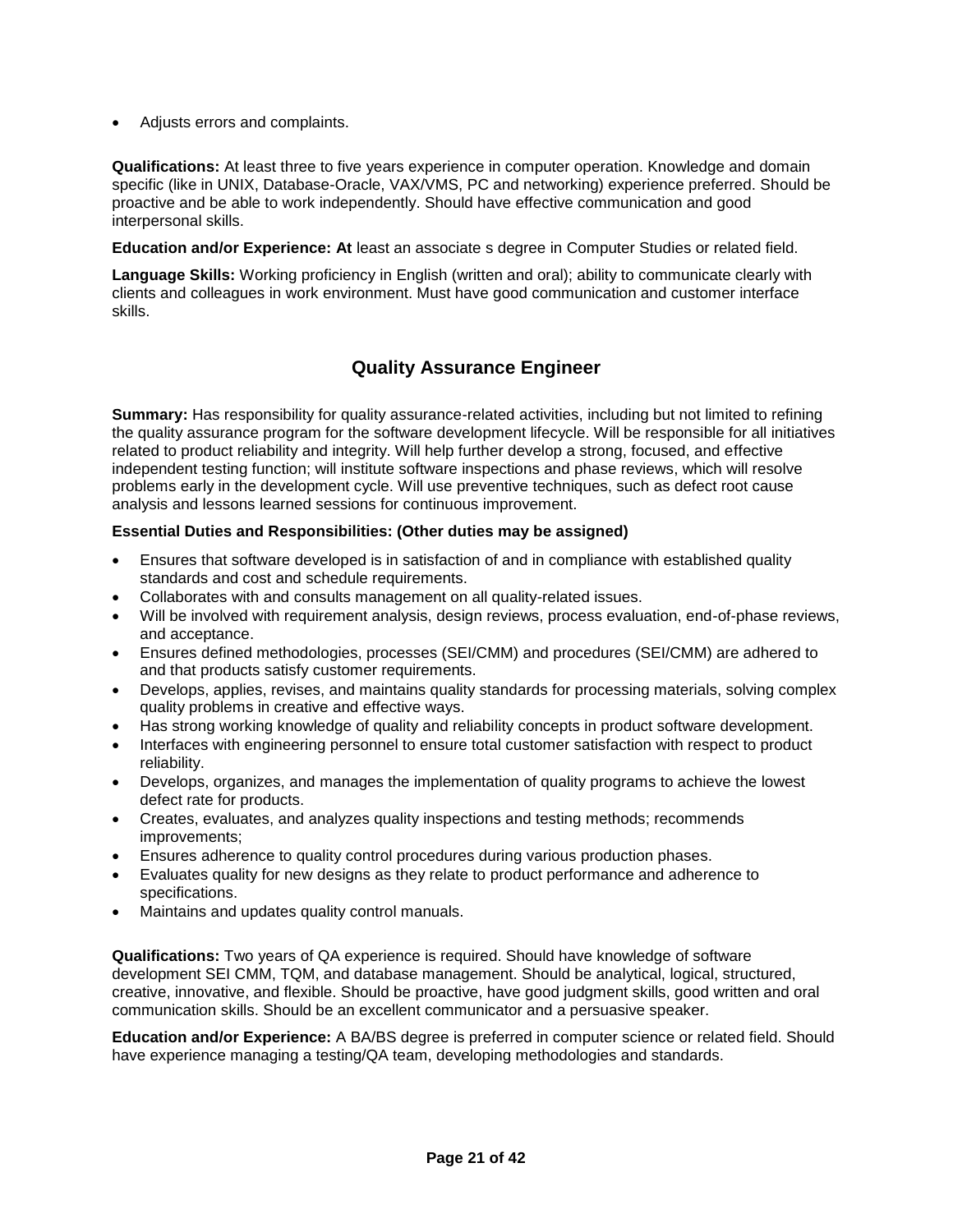- Adjusts errors and complaints.

**Qualifications:** At least three to five years experience in computer operation. Knowledge and domain specific (like in UNIX, Database-Oracle, VAX/VMS, PC and networking) experience preferred. Should be proactive and be able to work independently. Should have effective communication and good interpersonal skills.

**Education and/or Experience: At** least an associate s degree in Computer Studies or related field.

**Language Skills:** Working proficiency in English (written and oral); ability to communicate clearly with clients and colleagues in work environment. Must have good communication and customer interface skills.

## Quality Assurance Engineer

**Summary:** Has responsibility for quality assurance-related activities, including but not limited to refining the quality assurance program for the software development lifecycle. Will be responsible for all initiatives related to product reliability and integrity. Will help further develop a strong, focused, and effective independent testing function; will institute software inspections and phase reviews, which will resolve problems early in the development cycle. Will use preventive techniques, such as defect root cause analysis and lessons learned sessions for continuous improvement.

**Essential Duties and Responsibilities: (Other duties may be assigned)**

- Ensures that software developed is in satisfaction of and in compliance with established quality standards and cost and schedule requirements.
- Collaborates with and consults management on all quality-related issues.
- Will be involved with requirement analysis, design reviews, process evaluation, end-of-phase reviews, and acceptance.
- Ensures defined methodologies, processes (SEI/CMM) and procedures (SEI/CMM) are adhered to and that products satisfy customer requirements.
- Develops, applies, revises, and maintains quality standards for processing materials, solving complex quality problems in creative and effective ways.
- Has strong working knowledge of quality and reliability concepts in product software development.
- Interfaces with engineering personnel to ensure total customer satisfaction with respect to product reliability.
- Develops, organizes, and manages the implementation of quality programs to achieve the lowest defect rate for products.
- Creates, evaluates, and analyzes quality inspections and testing methods; recommends improvements;
- Ensures adherence to quality control procedures during various production phases.
- Evaluates quality for new designs as they relate to product performance and adherence to specifications.
- Maintains and updates quality control manuals.

**Qualifications:** Two years of QA experience is required. Should have knowledge of software development SEI CMM, TQM, and database management. Should be analytical, logical, structured, creative, innovative, and flexible. Should be proactive, have good judgment skills, good written and oral communication skills. Should be an excellent communicator and a persuasive speaker.

**Education and/or Experience:** A BA/BS degree is preferred in computer science or related field. Should have experience managing a testing/QA team, developing methodologies and standards.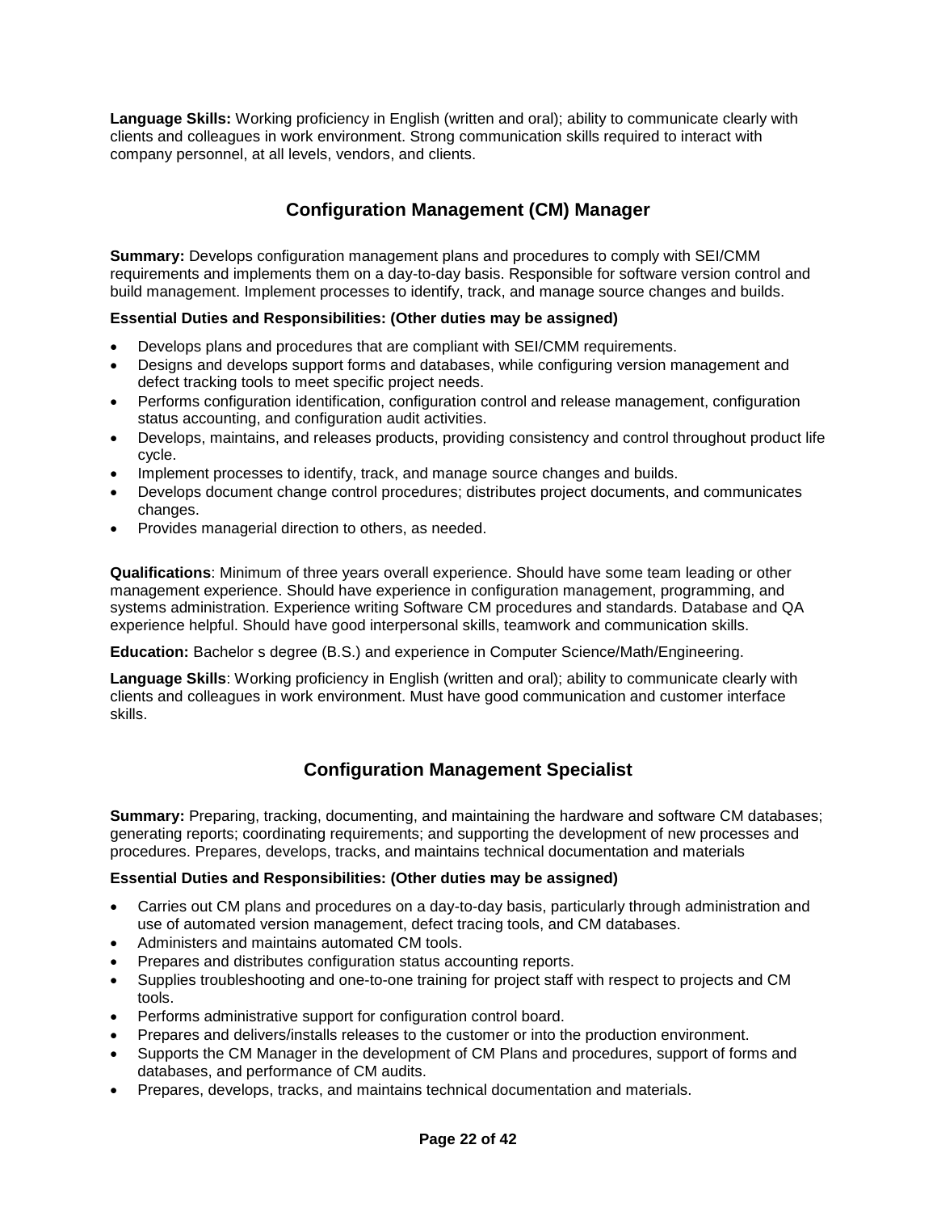**Language Skills:** Working proficiency in English (written and oral); ability to communicate clearly with clients and colleagues in work environment. Strong communication skills required to interact with company personnel, at all levels, vendors, and clients.

## Configuration Management (CM) Manager

**Summary:** Develops configuration management plans and procedures to comply with SEI/CMM requirements and implements them on a day-to-day basis. Responsible for software version control and build management. Implement processes to identify, track, and manage source changes and builds.

**Essential Duties and Responsibilities: (Other duties may be assigned)**

- Develops plans and procedures that are compliant with SEI/CMM requirements.
- Designs and develops support forms and databases, while configuring version management and defect tracking tools to meet specific project needs.
- Performs configuration identification, configuration control and release management, configuration status accounting, and configuration audit activities.
- Develops, maintains, and releases products, providing consistency and control throughout product life cycle.
- Implement processes to identify, track, and manage source changes and builds.
- Develops document change control procedures; distributes project documents, and communicates changes.
- Provides managerial direction to others, as needed.

**Qualifications**: Minimum of three years overall experience. Should have some team leading or other management experience. Should have experience in configuration management, programming, and systems administration. Experience writing Software CM procedures and standards. Database and QA experience helpful. Should have good interpersonal skills, teamwork and communication skills.

**Education:** Bachelor s degree (B.S.) and experience in Computer Science/Math/Engineering.

**Language Skills**: Working proficiency in English (written and oral); ability to communicate clearly with clients and colleagues in work environment. Must have good communication and customer interface skills.

## Configuration Management Specialist

**Summary:** Preparing, tracking, documenting, and maintaining the hardware and software CM databases; generating reports; coordinating requirements; and supporting the development of new processes and procedures. Prepares, develops, tracks, and maintains technical documentation and materials

**Essential Duties and Responsibilities: (Other duties may be assigned)**

- Carries out CM plans and procedures on a day-to-day basis, particularly through administration and use of automated version management, defect tracing tools, and CM databases.
- Administers and maintains automated CM tools.
- Prepares and distributes configuration status accounting reports.
- Supplies troubleshooting and one-to-one training for project staff with respect to projects and CM tools.
- Performs administrative support for configuration control board.
- Prepares and delivers/installs releases to the customer or into the production environment.
- Supports the CM Manager in the development of CM Plans and procedures, support of forms and databases, and performance of CM audits.
- Prepares, develops, tracks, and maintains technical documentation and materials.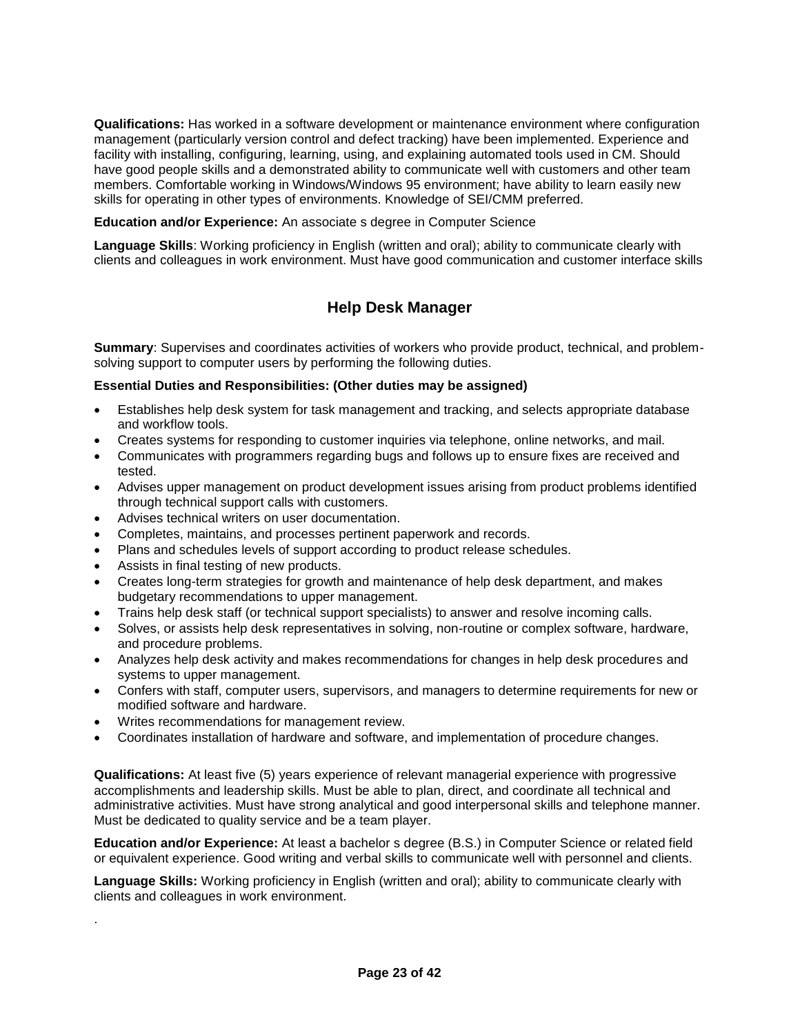**Qualifications:** Has worked in a software development or maintenance environment where configuration management (particularly version control and defect tracking) have been implemented. Experience and facility with installing, configuring, learning, using, and explaining automated tools used in CM. Should have good people skills and a demonstrated ability to communicate well with customers and other team members. Comfortable working in Windows/Windows 95 environment; have ability to learn easily new skills for operating in other types of environments. Knowledge of SEI/CMM preferred.

**Education and/or Experience:** An associate s degree in Computer Science

**Language Skills**: Working proficiency in English (written and oral); ability to communicate clearly with clients and colleagues in work environment. Must have good communication and customer interface skills

## Help Desk Manager

**Summary**: Supervises and coordinates activities of workers who provide product, technical, and problem-solving support to computer users by performing the following duties.

**Essential Duties and Responsibilities: (Other duties may be assigned)**

- Establishes help desk system for task management and tracking, and selects appropriate database and workflow tools.
- Creates systems for responding to customer inquiries via telephone, online networks, and mail.
- Communicates with programmers regarding bugs and follows up to ensure fixes are received and tested.
- Advises upper management on product development issues arising from product problems identified through technical support calls with customers.
- Advises technical writers on user documentation.
- Completes, maintains, and processes pertinent paperwork and records.
- Plans and schedules levels of support according to product release schedules.
- Assists in final testing of new products.
- Creates long-term strategies for growth and maintenance of help desk department, and makes budgetary recommendations to upper management.
- Trains help desk staff (or technical support specialists) to answer and resolve incoming calls.
- Solves, or assists help desk representatives in solving, non-routine or complex software, hardware, and procedure problems.
- Analyzes help desk activity and makes recommendations for changes in help desk procedures and systems to upper management.
- Confers with staff, computer users, supervisors, and managers to determine requirements for new or modified software and hardware.
- Writes recommendations for management review.
- Coordinates installation of hardware and software, and implementation of procedure changes.

**Qualifications:** At least five (5) years experience of relevant managerial experience with progressive accomplishments and leadership skills. Must be able to plan, direct, and coordinate all technical and administrative activities. Must have strong analytical and good interpersonal skills and telephone manner. Must be dedicated to quality service and be a team player.

**Education and/or Experience:** At least a bachelor s degree (B.S.) in Computer Science or related field or equivalent experience. Good writing and verbal skills to communicate well with personnel and clients.

**Language Skills:** Working proficiency in English (written and oral); ability to communicate clearly with clients and colleagues in work environment.

.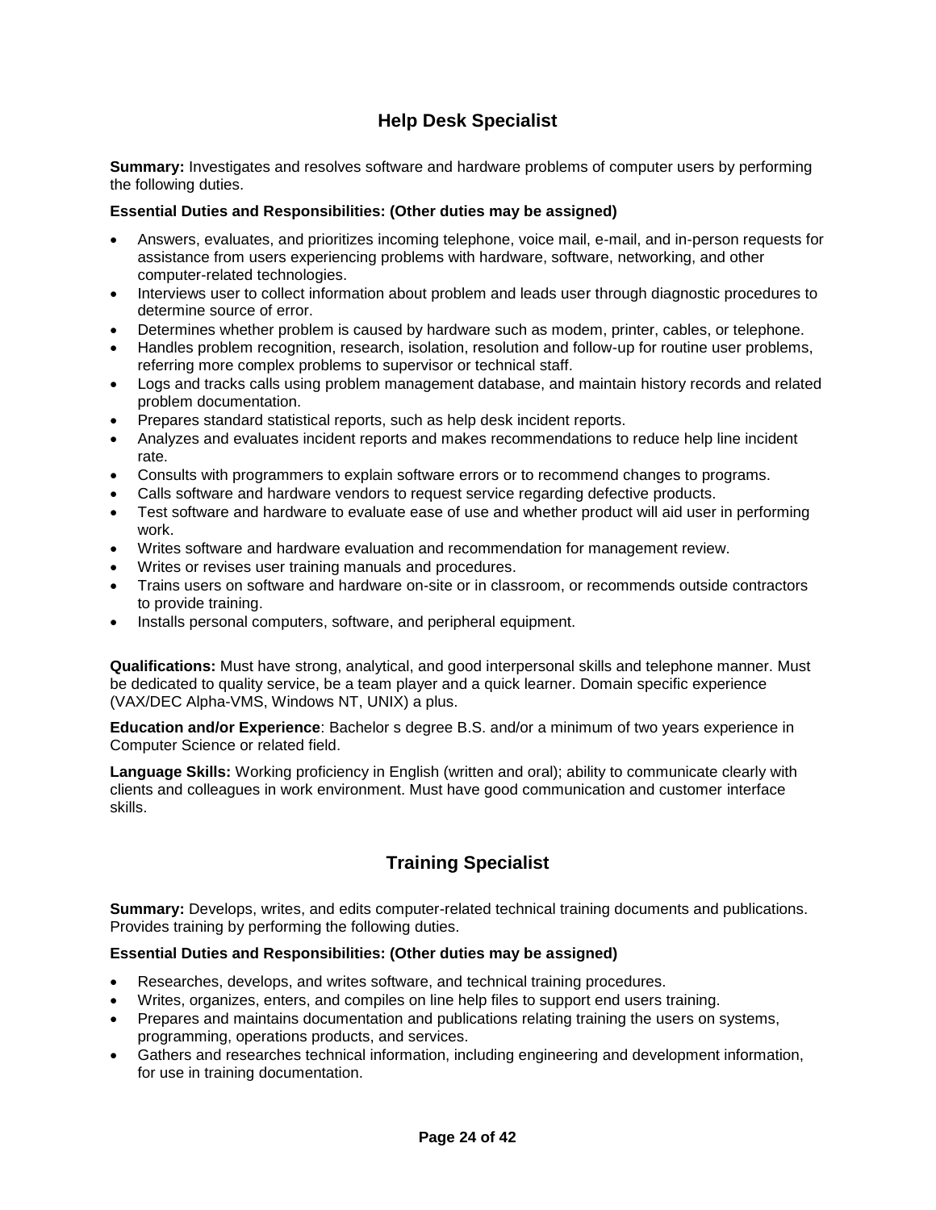## Help Desk Specialist

**Summary:** Investigates and resolves software and hardware problems of computer users by performing the following duties.

**Essential Duties and Responsibilities: (Other duties may be assigned)**

- Answers, evaluates, and prioritizes incoming telephone, voice mail, e-mail, and in-person requests for assistance from users experiencing problems with hardware, software, networking, and other computer-related technologies.
- Interviews user to collect information about problem and leads user through diagnostic procedures to determine source of error.
- Determines whether problem is caused by hardware such as modem, printer, cables, or telephone.
- Handles problem recognition, research, isolation, resolution and follow-up for routine user problems, referring more complex problems to supervisor or technical staff.
- Logs and tracks calls using problem management database, and maintain history records and related problem documentation.
- Prepares standard statistical reports, such as help desk incident reports.
- Analyzes and evaluates incident reports and makes recommendations to reduce help line incident rate.
- Consults with programmers to explain software errors or to recommend changes to programs.
- Calls software and hardware vendors to request service regarding defective products.
- Test software and hardware to evaluate ease of use and whether product will aid user in performing work.
- Writes software and hardware evaluation and recommendation for management review.
- Writes or revises user training manuals and procedures.
- Trains users on software and hardware on-site or in classroom, or recommends outside contractors to provide training.
- Installs personal computers, software, and peripheral equipment.

**Qualifications:** Must have strong, analytical, and good interpersonal skills and telephone manner. Must be dedicated to quality service, be a team player and a quick learner. Domain specific experience (VAX/DEC Alpha-VMS, Windows NT, UNIX) a plus.

**Education and/or Experience**: Bachelor s degree B.S. and/or a minimum of two years experience in Computer Science or related field.

**Language Skills:** Working proficiency in English (written and oral); ability to communicate clearly with clients and colleagues in work environment. Must have good communication and customer interface skills.

## Training Specialist

**Summary:** Develops, writes, and edits computer-related technical training documents and publications. Provides training by performing the following duties.

**Essential Duties and Responsibilities: (Other duties may be assigned)**

- Researches, develops, and writes software, and technical training procedures.
- Writes, organizes, enters, and compiles on line help files to support end users training.
- Prepares and maintains documentation and publications relating training the users on systems, programming, operations products, and services.
- Gathers and researches technical information, including engineering and development information, for use in training documentation.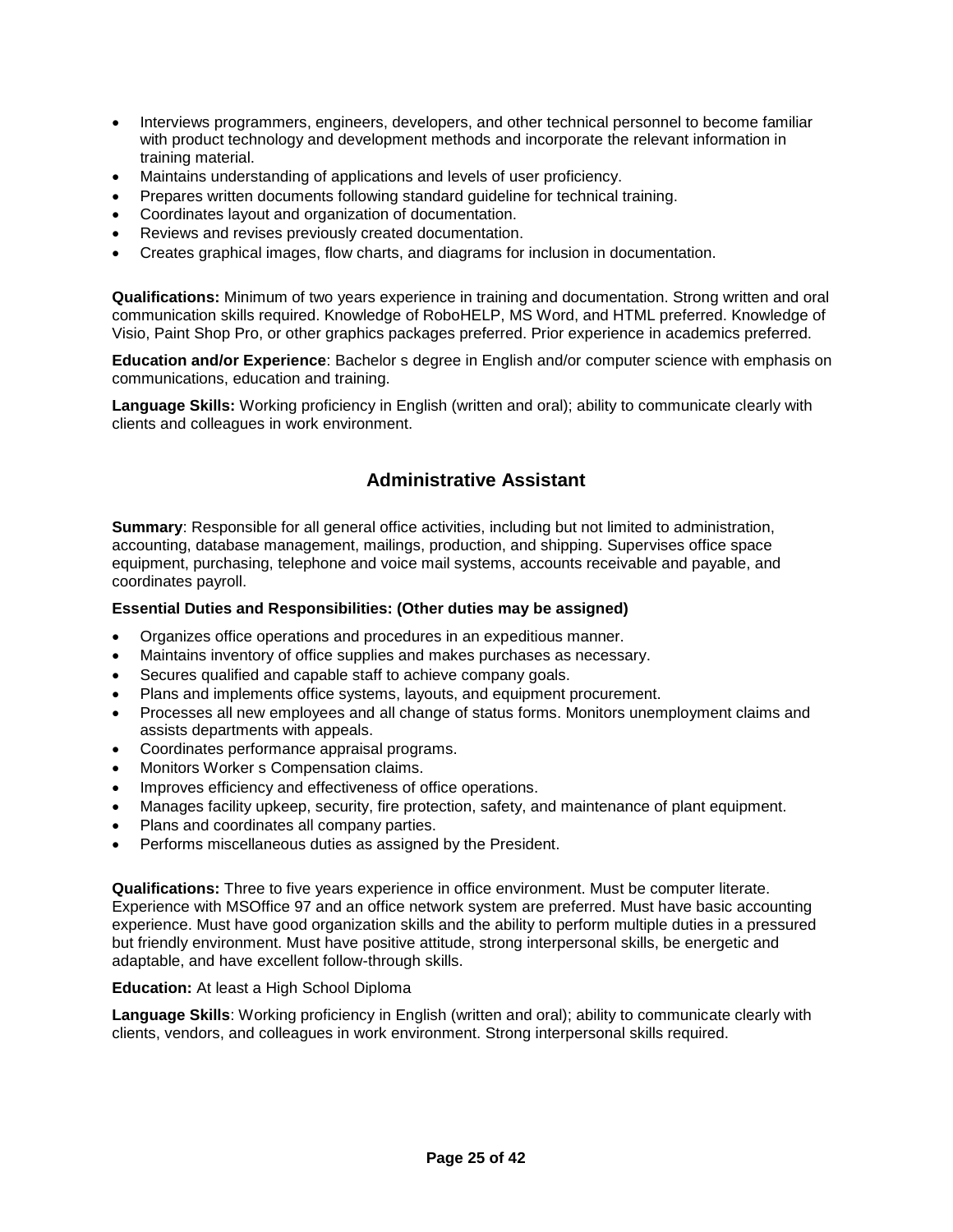- Interviews programmers, engineers, developers, and other technical personnel to become familiar with product technology and development methods and incorporate the relevant information in training material.
- Maintains understanding of applications and levels of user proficiency.
- Prepares written documents following standard guideline for technical training.
- Coordinates layout and organization of documentation.
- Reviews and revises previously created documentation.
- Creates graphical images, flow charts, and diagrams for inclusion in documentation.

**Qualifications:** Minimum of two years experience in training and documentation. Strong written and oral communication skills required. Knowledge of RoboHELP, MS Word, and HTML preferred. Knowledge of Visio, Paint Shop Pro, or other graphics packages preferred. Prior experience in academics preferred.

**Education and/or Experience**: Bachelor s degree in English and/or computer science with emphasis on communications, education and training.

**Language Skills:** Working proficiency in English (written and oral); ability to communicate clearly with clients and colleagues in work environment.

## Administrative Assistant

**Summary**: Responsible for all general office activities, including but not limited to administration, accounting, database management, mailings, production, and shipping. Supervises office space equipment, purchasing, telephone and voice mail systems, accounts receivable and payable, and coordinates payroll.

**Essential Duties and Responsibilities: (Other duties may be assigned)**

- Organizes office operations and procedures in an expeditious manner.
- Maintains inventory of office supplies and makes purchases as necessary.
- Secures qualified and capable staff to achieve company goals.
- Plans and implements office systems, layouts, and equipment procurement.
- Processes all new employees and all change of status forms. Monitors unemployment claims and assists departments with appeals.
- Coordinates performance appraisal programs.
- Monitors Worker s Compensation claims.
- Improves efficiency and effectiveness of office operations.
- Manages facility upkeep, security, fire protection, safety, and maintenance of plant equipment.
- Plans and coordinates all company parties.
- Performs miscellaneous duties as assigned by the President.

**Qualifications:** Three to five years experience in office environment. Must be computer literate. Experience with MSOffice 97 and an office network system are preferred. Must have basic accounting experience. Must have good organization skills and the ability to perform multiple duties in a pressured but friendly environment. Must have positive attitude, strong interpersonal skills, be energetic and adaptable, and have excellent follow-through skills.

**Education:** At least a High School Diploma

**Language Skills**: Working proficiency in English (written and oral); ability to communicate clearly with clients, vendors, and colleagues in work environment. Strong interpersonal skills required.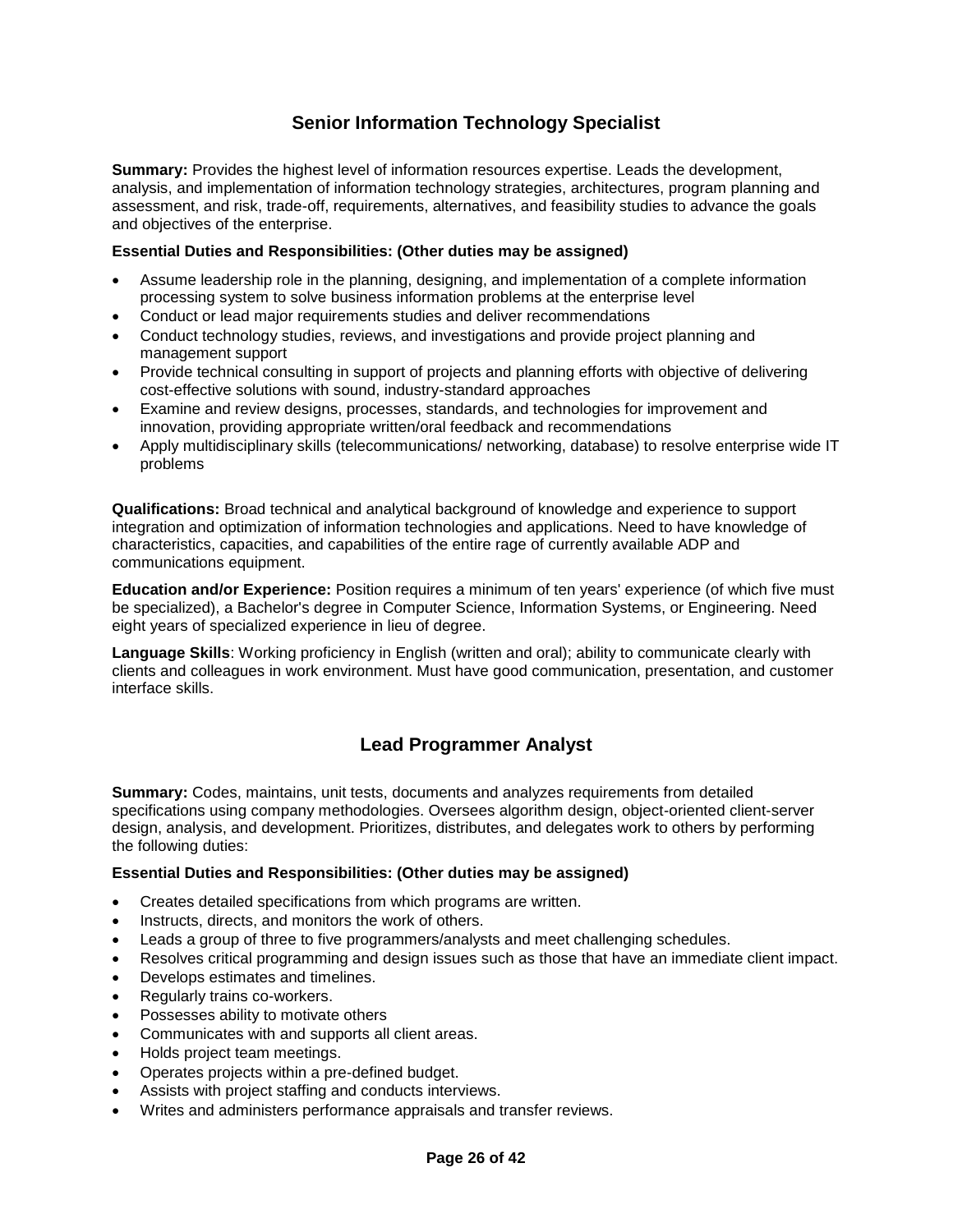## Senior Information Technology Specialist

**Summary:** Provides the highest level of information resources expertise. Leads the development, analysis, and implementation of information technology strategies, architectures, program planning and assessment, and risk, trade-off, requirements, alternatives, and feasibility studies to advance the goals and objectives of the enterprise.

**Essential Duties and Responsibilities: (Other duties may be assigned)**

- Assume leadership role in the planning, designing, and implementation of a complete information processing system to solve business information problems at the enterprise level
- Conduct or lead major requirements studies and deliver recommendations
- Conduct technology studies, reviews, and investigations and provide project planning and management support
- Provide technical consulting in support of projects and planning efforts with objective of delivering cost-effective solutions with sound, industry-standard approaches
- Examine and review designs, processes, standards, and technologies for improvement and innovation, providing appropriate written/oral feedback and recommendations
- Apply multidisciplinary skills (telecommunications/ networking, database) to resolve enterprise wide IT problems

**Qualifications:** Broad technical and analytical background of knowledge and experience to support integration and optimization of information technologies and applications. Need to have knowledge of characteristics, capacities, and capabilities of the entire rage of currently available ADP and communications equipment.

**Education and/or Experience:** Position requires a minimum of ten years' experience (of which five must be specialized), a Bachelor's degree in Computer Science, Information Systems, or Engineering. Need eight years of specialized experience in lieu of degree.

**Language Skills**: Working proficiency in English (written and oral); ability to communicate clearly with clients and colleagues in work environment. Must have good communication, presentation, and customer interface skills.

## Lead Programmer Analyst

**Summary:** Codes, maintains, unit tests, documents and analyzes requirements from detailed specifications using company methodologies. Oversees algorithm design, object-oriented client-server design, analysis, and development. Prioritizes, distributes, and delegates work to others by performing the following duties:

**Essential Duties and Responsibilities: (Other duties may be assigned)**

- Creates detailed specifications from which programs are written.
- Instructs, directs, and monitors the work of others.
- Leads a group of three to five programmers/analysts and meet challenging schedules.
- Resolves critical programming and design issues such as those that have an immediate client impact.
- Develops estimates and timelines.
- Regularly trains co-workers.
- Possesses ability to motivate others
- Communicates with and supports all client areas.
- Holds project team meetings.
- Operates projects within a pre-defined budget.
- Assists with project staffing and conducts interviews.
- Writes and administers performance appraisals and transfer reviews.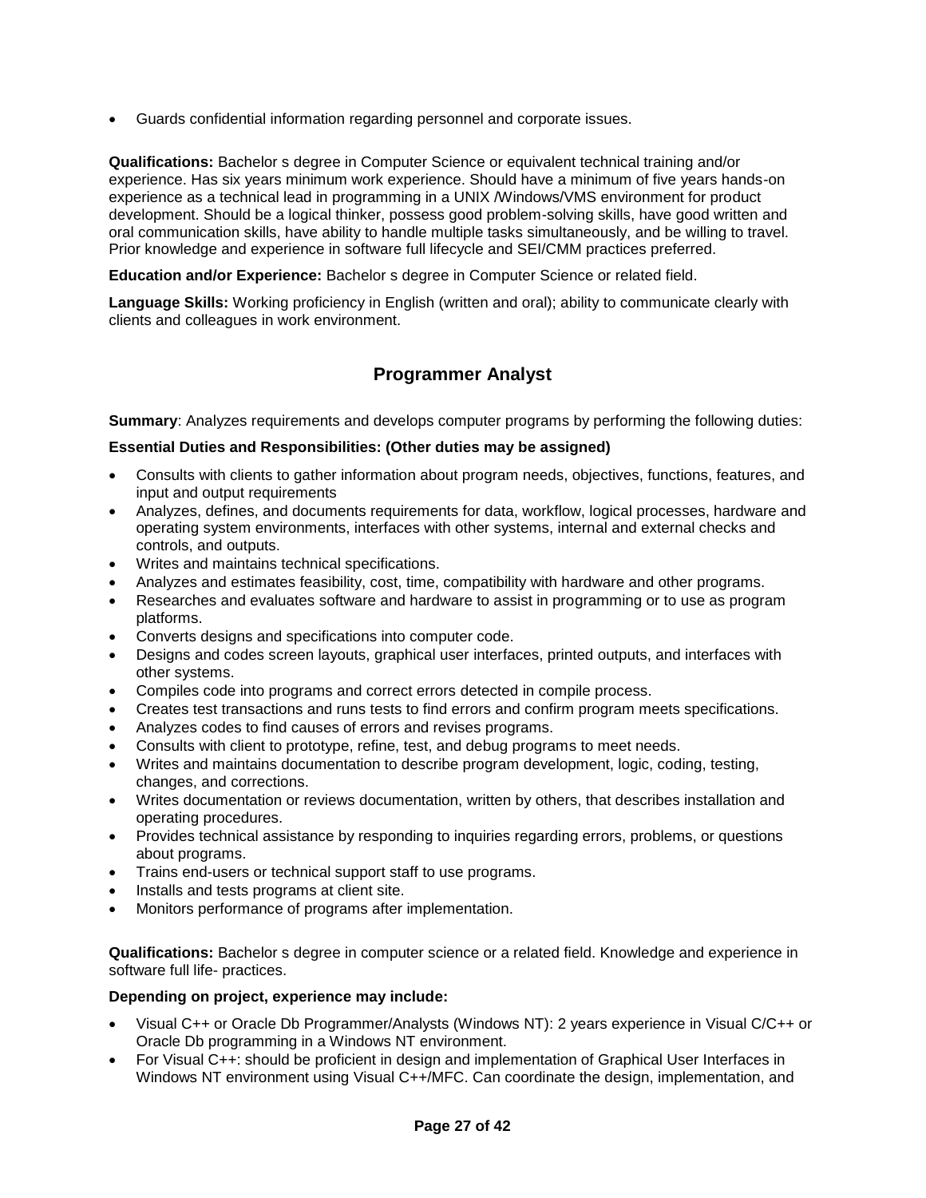- Guards confidential information regarding personnel and corporate issues.

**Qualifications:** Bachelor s degree in Computer Science or equivalent technical training and/or experience. Has six years minimum work experience. Should have a minimum of five years hands-on experience as a technical lead in programming in a UNIX /Windows/VMS environment for product development. Should be a logical thinker, possess good problem-solving skills, have good written and oral communication skills, have ability to handle multiple tasks simultaneously, and be willing to travel. Prior knowledge and experience in software full lifecycle and SEI/CMM practices preferred.

**Education and/or Experience:** Bachelor s degree in Computer Science or related field.

**Language Skills:** Working proficiency in English (written and oral); ability to communicate clearly with clients and colleagues in work environment.

## Programmer Analyst

**Summary**: Analyzes requirements and develops computer programs by performing the following duties:

**Essential Duties and Responsibilities: (Other duties may be assigned)**

- Consults with clients to gather information about program needs, objectives, functions, features, and input and output requirements
- Analyzes, defines, and documents requirements for data, workflow, logical processes, hardware and operating system environments, interfaces with other systems, internal and external checks and controls, and outputs.
- Writes and maintains technical specifications.
- Analyzes and estimates feasibility, cost, time, compatibility with hardware and other programs.
- Researches and evaluates software and hardware to assist in programming or to use as program platforms.
- Converts designs and specifications into computer code.
- Designs and codes screen layouts, graphical user interfaces, printed outputs, and interfaces with other systems.
- Compiles code into programs and correct errors detected in compile process.
- Creates test transactions and runs tests to find errors and confirm program meets specifications.
- Analyzes codes to find causes of errors and revises programs.
- Consults with client to prototype, refine, test, and debug programs to meet needs.
- Writes and maintains documentation to describe program development, logic, coding, testing, changes, and corrections.
- Writes documentation or reviews documentation, written by others, that describes installation and operating procedures.
- Provides technical assistance by responding to inquiries regarding errors, problems, or questions about programs.
- Trains end-users or technical support staff to use programs.
- Installs and tests programs at client site.
- Monitors performance of programs after implementation.

**Qualifications:** Bachelor s degree in computer science or a related field. Knowledge and experience in software full life- practices.

**Depending on project, experience may include:**

- Visual C++ or Oracle Db Programmer/Analysts (Windows NT): 2 years experience in Visual C/C++ or Oracle Db programming in a Windows NT environment.
- For Visual C++: should be proficient in design and implementation of Graphical User Interfaces in Windows NT environment using Visual C++/MFC. Can coordinate the design, implementation, and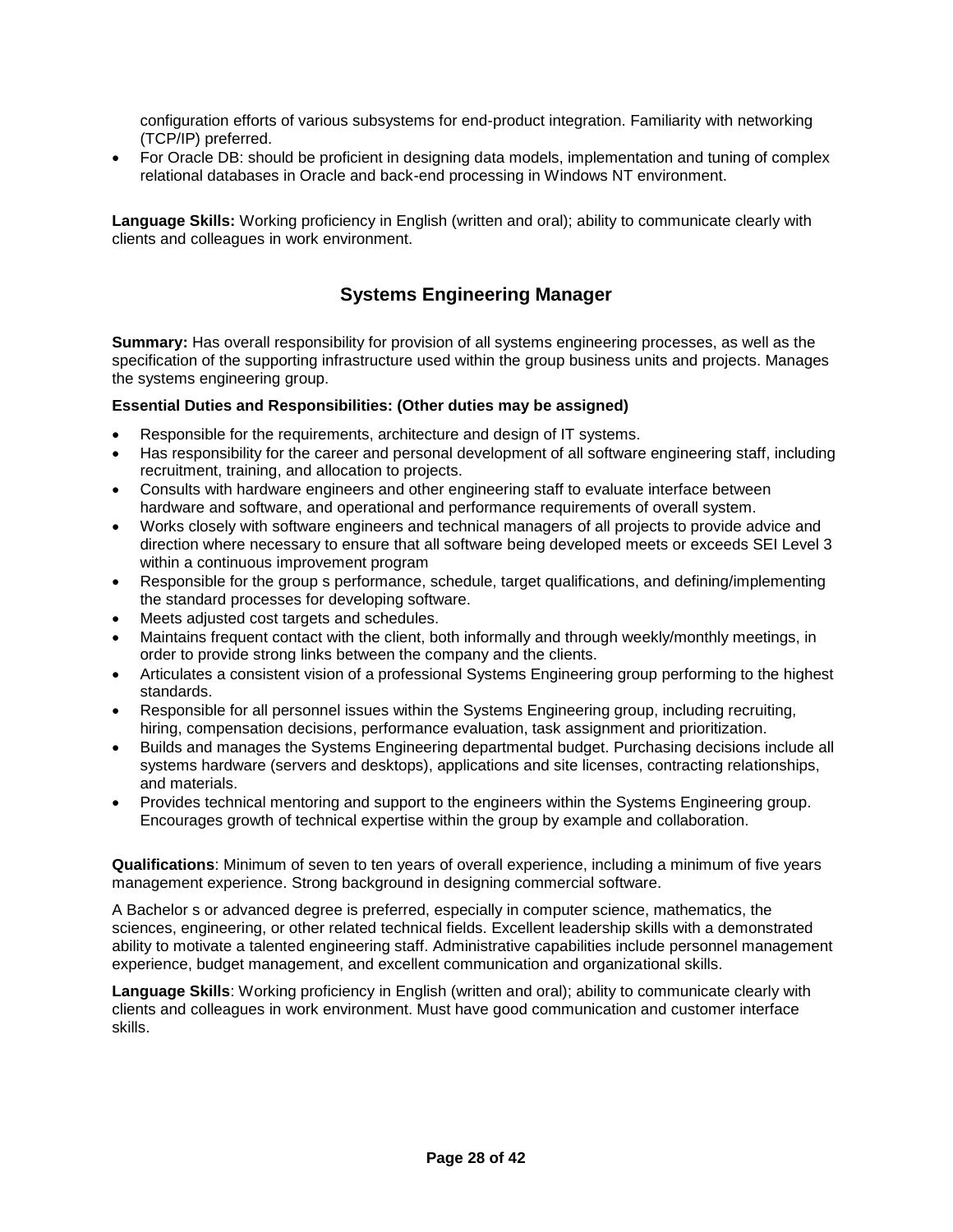configuration efforts of various subsystems for end-product integration. Familiarity with networking (TCP/IP) preferred.

- For Oracle DB: should be proficient in designing data models, implementation and tuning of complex relational databases in Oracle and back-end processing in Windows NT environment.

**Language Skills:** Working proficiency in English (written and oral); ability to communicate clearly with clients and colleagues in work environment.

## Systems Engineering Manager

**Summary:** Has overall responsibility for provision of all systems engineering processes, as well as the specification of the supporting infrastructure used within the group business units and projects. Manages the systems engineering group.

**Essential Duties and Responsibilities: (Other duties may be assigned)**

- Responsible for the requirements, architecture and design of IT systems.
- Has responsibility for the career and personal development of all software engineering staff, including recruitment, training, and allocation to projects.
- Consults with hardware engineers and other engineering staff to evaluate interface between hardware and software, and operational and performance requirements of overall system.
- Works closely with software engineers and technical managers of all projects to provide advice and direction where necessary to ensure that all software being developed meets or exceeds SEI Level 3 within a continuous improvement program
- Responsible for the group s performance, schedule, target qualifications, and defining/implementing the standard processes for developing software.
- Meets adjusted cost targets and schedules.
- Maintains frequent contact with the client, both informally and through weekly/monthly meetings, in order to provide strong links between the company and the clients.
- Articulates a consistent vision of a professional Systems Engineering group performing to the highest standards.
- Responsible for all personnel issues within the Systems Engineering group, including recruiting, hiring, compensation decisions, performance evaluation, task assignment and prioritization.
- Builds and manages the Systems Engineering departmental budget. Purchasing decisions include all systems hardware (servers and desktops), applications and site licenses, contracting relationships, and materials.
- Provides technical mentoring and support to the engineers within the Systems Engineering group. Encourages growth of technical expertise within the group by example and collaboration.

**Qualifications**: Minimum of seven to ten years of overall experience, including a minimum of five years management experience. Strong background in designing commercial software.

A Bachelor s or advanced degree is preferred, especially in computer science, mathematics, the sciences, engineering, or other related technical fields. Excellent leadership skills with a demonstrated ability to motivate a talented engineering staff. Administrative capabilities include personnel management experience, budget management, and excellent communication and organizational skills.

**Language Skills**: Working proficiency in English (written and oral); ability to communicate clearly with clients and colleagues in work environment. Must have good communication and customer interface skills.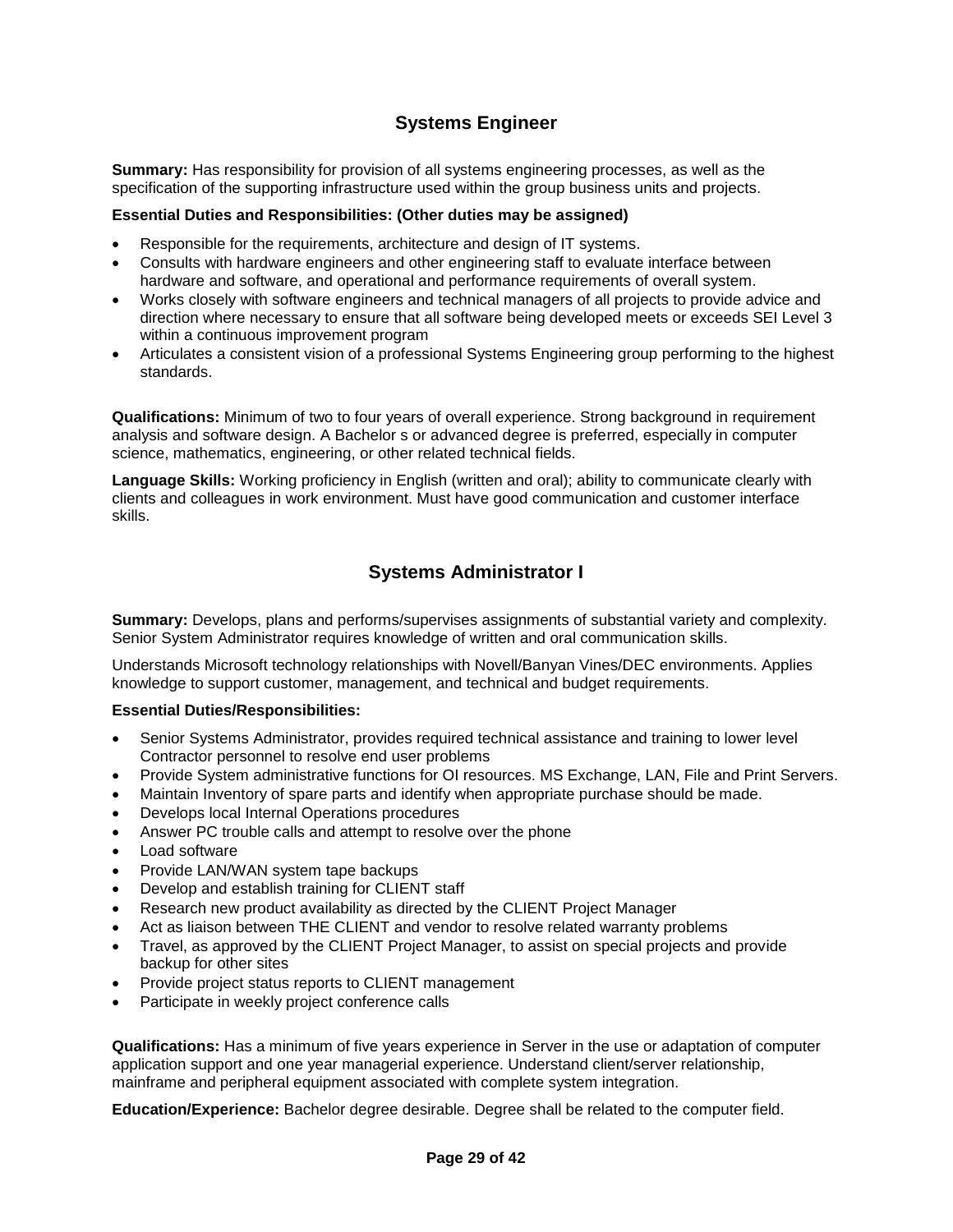## Systems Engineer

**Summary:** Has responsibility for provision of all systems engineering processes, as well as the specification of the supporting infrastructure used within the group business units and projects.

**Essential Duties and Responsibilities: (Other duties may be assigned)**

- Responsible for the requirements, architecture and design of IT systems.
- Consults with hardware engineers and other engineering staff to evaluate interface between hardware and software, and operational and performance requirements of overall system.
- Works closely with software engineers and technical managers of all projects to provide advice and direction where necessary to ensure that all software being developed meets or exceeds SEI Level 3 within a continuous improvement program
- Articulates a consistent vision of a professional Systems Engineering group performing to the highest standards.

**Qualifications:** Minimum of two to four years of overall experience. Strong background in requirement analysis and software design. A Bachelor s or advanced degree is preferred, especially in computer science, mathematics, engineering, or other related technical fields.

**Language Skills:** Working proficiency in English (written and oral); ability to communicate clearly with clients and colleagues in work environment. Must have good communication and customer interface skills.

## Systems Administrator I

**Summary:** Develops, plans and performs/supervises assignments of substantial variety and complexity. Senior System Administrator requires knowledge of written and oral communication skills.

Understands Microsoft technology relationships with Novell/Banyan Vines/DEC environments. Applies knowledge to support customer, management, and technical and budget requirements.

**Essential Duties/Responsibilities:**

- Senior Systems Administrator, provides required technical assistance and training to lower level Contractor personnel to resolve end user problems
- Provide System administrative functions for OI resources. MS Exchange, LAN, File and Print Servers.
- Maintain Inventory of spare parts and identify when appropriate purchase should be made.
- Develops local Internal Operations procedures
- Answer PC trouble calls and attempt to resolve over the phone
- Load software
- Provide LAN/WAN system tape backups
- Develop and establish training for CLIENT staff
- Research new product availability as directed by the CLIENT Project Manager
- Act as liaison between THE CLIENT and vendor to resolve related warranty problems
- Travel, as approved by the CLIENT Project Manager, to assist on special projects and provide backup for other sites
- Provide project status reports to CLIENT management
- Participate in weekly project conference calls

**Qualifications:** Has a minimum of five years experience in Server in the use or adaptation of computer application support and one year managerial experience. Understand client/server relationship, mainframe and peripheral equipment associated with complete system integration.

**Education/Experience:** Bachelor degree desirable. Degree shall be related to the computer field.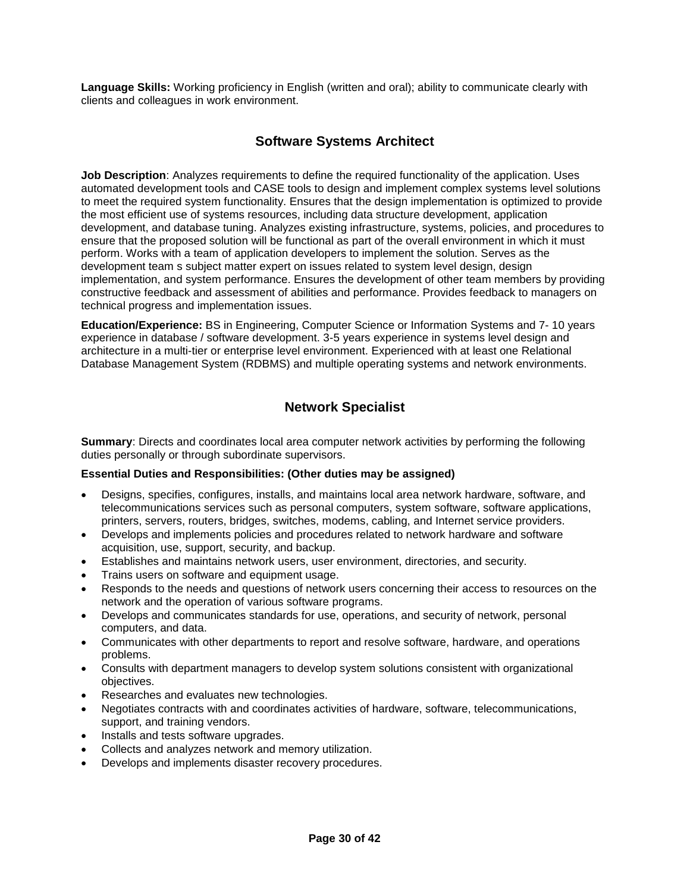**Language Skills:** Working proficiency in English (written and oral); ability to communicate clearly with clients and colleagues in work environment.

## Software Systems Architect

**Job Description**: Analyzes requirements to define the required functionality of the application. Uses automated development tools and CASE tools to design and implement complex systems level solutions to meet the required system functionality. Ensures that the design implementation is optimized to provide the most efficient use of systems resources, including data structure development, application development, and database tuning. Analyzes existing infrastructure, systems, policies, and procedures to ensure that the proposed solution will be functional as part of the overall environment in which it must perform. Works with a team of application developers to implement the solution. Serves as the development team s subject matter expert on issues related to system level design, design implementation, and system performance. Ensures the development of other team members by providing constructive feedback and assessment of abilities and performance. Provides feedback to managers on technical progress and implementation issues.

**Education/Experience:** BS in Engineering, Computer Science or Information Systems and 7- 10 years experience in database / software development. 3-5 years experience in systems level design and architecture in a multi-tier or enterprise level environment. Experienced with at least one Relational Database Management System (RDBMS) and multiple operating systems and network environments.

## Network Specialist

**Summary**: Directs and coordinates local area computer network activities by performing the following duties personally or through subordinate supervisors.

**Essential Duties and Responsibilities: (Other duties may be assigned)**

- Designs, specifies, configures, installs, and maintains local area network hardware, software, and telecommunications services such as personal computers, system software, software applications, printers, servers, routers, bridges, switches, modems, cabling, and Internet service providers.
- Develops and implements policies and procedures related to network hardware and software acquisition, use, support, security, and backup.
- Establishes and maintains network users, user environment, directories, and security.
- Trains users on software and equipment usage.
- Responds to the needs and questions of network users concerning their access to resources on the network and the operation of various software programs.
- Develops and communicates standards for use, operations, and security of network, personal computers, and data.
- Communicates with other departments to report and resolve software, hardware, and operations problems.
- Consults with department managers to develop system solutions consistent with organizational objectives.
- Researches and evaluates new technologies.
- Negotiates contracts with and coordinates activities of hardware, software, telecommunications, support, and training vendors.
- Installs and tests software upgrades.
- Collects and analyzes network and memory utilization.
- Develops and implements disaster recovery procedures.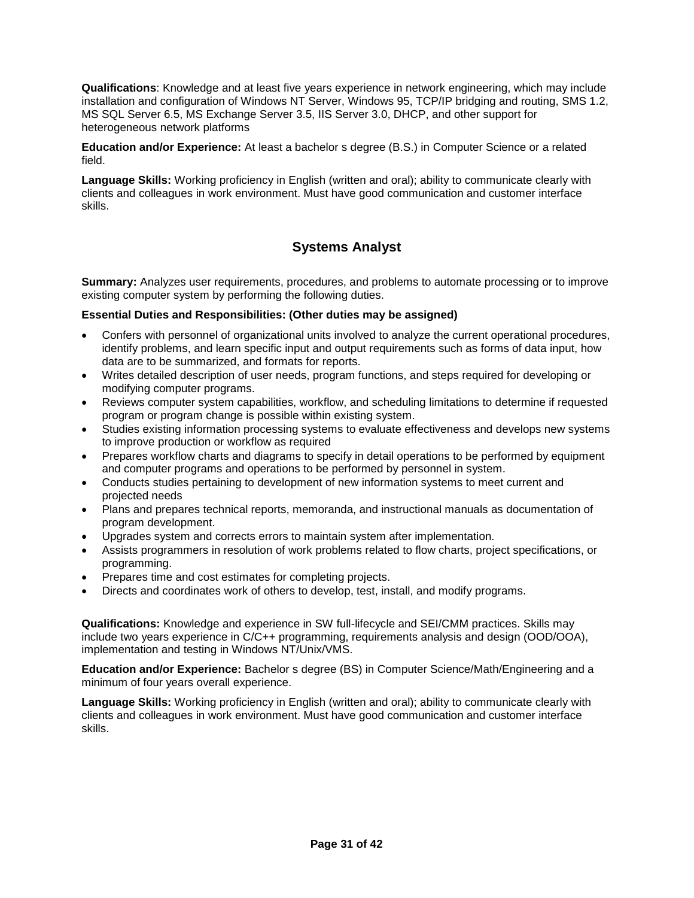**Qualifications**: Knowledge and at least five years experience in network engineering, which may include installation and configuration of Windows NT Server, Windows 95, TCP/IP bridging and routing, SMS 1.2, MS SQL Server 6.5, MS Exchange Server 3.5, IIS Server 3.0, DHCP, and other support for heterogeneous network platforms

**Education and/or Experience:** At least a bachelor s degree (B.S.) in Computer Science or a related field.

**Language Skills:** Working proficiency in English (written and oral); ability to communicate clearly with clients and colleagues in work environment. Must have good communication and customer interface skills.

## Systems Analyst

**Summary:** Analyzes user requirements, procedures, and problems to automate processing or to improve existing computer system by performing the following duties.

**Essential Duties and Responsibilities: (Other duties may be assigned)**

- Confers with personnel of organizational units involved to analyze the current operational procedures, identify problems, and learn specific input and output requirements such as forms of data input, how data are to be summarized, and formats for reports.
- Writes detailed description of user needs, program functions, and steps required for developing or modifying computer programs.
- Reviews computer system capabilities, workflow, and scheduling limitations to determine if requested program or program change is possible within existing system.
- Studies existing information processing systems to evaluate effectiveness and develops new systems to improve production or workflow as required
- Prepares workflow charts and diagrams to specify in detail operations to be performed by equipment and computer programs and operations to be performed by personnel in system.
- Conducts studies pertaining to development of new information systems to meet current and projected needs
- Plans and prepares technical reports, memoranda, and instructional manuals as documentation of program development.
- Upgrades system and corrects errors to maintain system after implementation.
- Assists programmers in resolution of work problems related to flow charts, project specifications, or programming.
- Prepares time and cost estimates for completing projects.
- Directs and coordinates work of others to develop, test, install, and modify programs.

**Qualifications:** Knowledge and experience in SW full-lifecycle and SEI/CMM practices. Skills may include two years experience in C/C++ programming, requirements analysis and design (OOD/OOA), implementation and testing in Windows NT/Unix/VMS.

**Education and/or Experience:** Bachelor s degree (BS) in Computer Science/Math/Engineering and a minimum of four years overall experience.

**Language Skills:** Working proficiency in English (written and oral); ability to communicate clearly with clients and colleagues in work environment. Must have good communication and customer interface skills.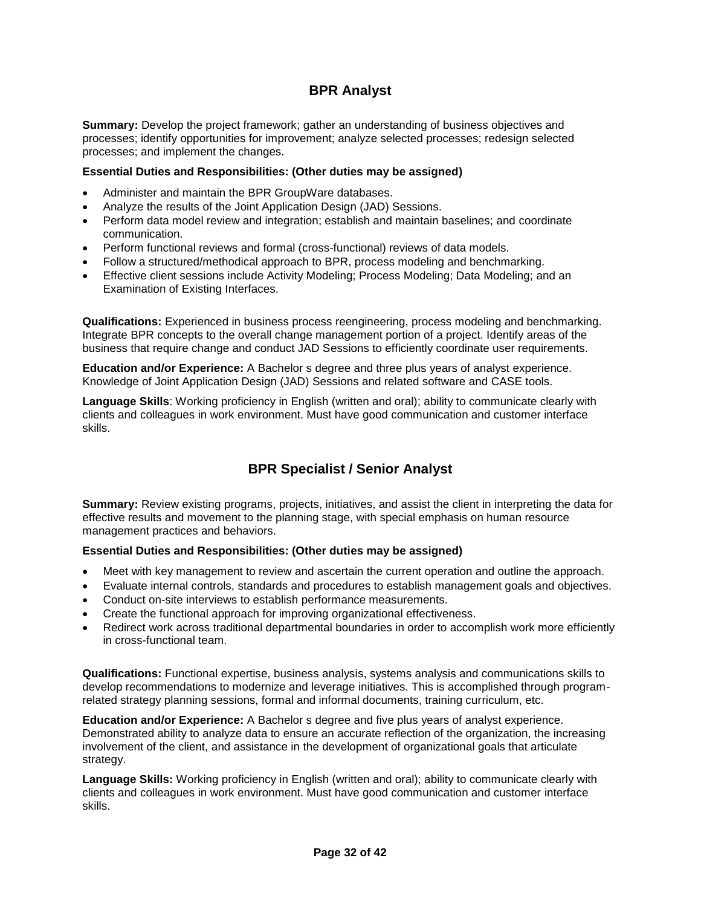## BPR Analyst

**Summary:** Develop the project framework; gather an understanding of business objectives and processes; identify opportunities for improvement; analyze selected processes; redesign selected processes; and implement the changes.

**Essential Duties and Responsibilities: (Other duties may be assigned)**

- Administer and maintain the BPR GroupWare databases.
- Analyze the results of the Joint Application Design (JAD) Sessions.
- Perform data model review and integration; establish and maintain baselines; and coordinate communication.
- Perform functional reviews and formal (cross-functional) reviews of data models.
- Follow a structured/methodical approach to BPR, process modeling and benchmarking.
- Effective client sessions include Activity Modeling; Process Modeling; Data Modeling; and an Examination of Existing Interfaces.

**Qualifications:** Experienced in business process reengineering, process modeling and benchmarking. Integrate BPR concepts to the overall change management portion of a project. Identify areas of the business that require change and conduct JAD Sessions to efficiently coordinate user requirements.

**Education and/or Experience:** A Bachelor s degree and three plus years of analyst experience. Knowledge of Joint Application Design (JAD) Sessions and related software and CASE tools.

**Language Skills**: Working proficiency in English (written and oral); ability to communicate clearly with clients and colleagues in work environment. Must have good communication and customer interface skills.

## BPR Specialist / Senior Analyst

**Summary:** Review existing programs, projects, initiatives, and assist the client in interpreting the data for effective results and movement to the planning stage, with special emphasis on human resource management practices and behaviors.

**Essential Duties and Responsibilities: (Other duties may be assigned)**

- Meet with key management to review and ascertain the current operation and outline the approach.
- Evaluate internal controls, standards and procedures to establish management goals and objectives.
- Conduct on-site interviews to establish performance measurements.
- Create the functional approach for improving organizational effectiveness.
- Redirect work across traditional departmental boundaries in order to accomplish work more efficiently in cross-functional team.

**Qualifications:** Functional expertise, business analysis, systems analysis and communications skills to develop recommendations to modernize and leverage initiatives. This is accomplished through program-related strategy planning sessions, formal and informal documents, training curriculum, etc.

**Education and/or Experience:** A Bachelor s degree and five plus years of analyst experience. Demonstrated ability to analyze data to ensure an accurate reflection of the organization, the increasing involvement of the client, and assistance in the development of organizational goals that articulate strategy.

**Language Skills:** Working proficiency in English (written and oral); ability to communicate clearly with clients and colleagues in work environment. Must have good communication and customer interface skills.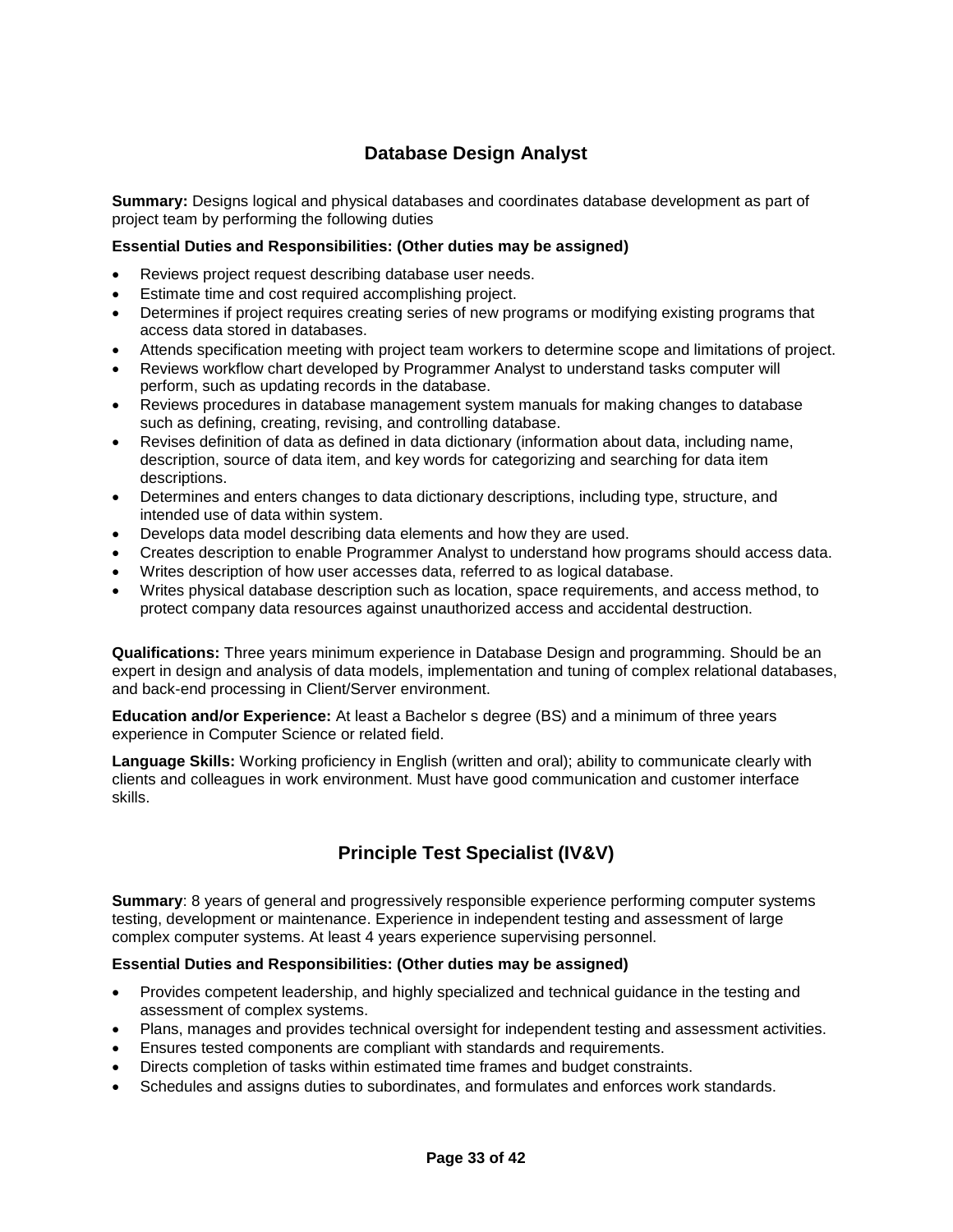## Database Design Analyst

**Summary:** Designs logical and physical databases and coordinates database development as part of project team by performing the following duties

**Essential Duties and Responsibilities: (Other duties may be assigned)**

- Reviews project request describing database user needs.
- Estimate time and cost required accomplishing project.
- Determines if project requires creating series of new programs or modifying existing programs that access data stored in databases.
- Attends specification meeting with project team workers to determine scope and limitations of project.
- Reviews workflow chart developed by Programmer Analyst to understand tasks computer will perform, such as updating records in the database.
- Reviews procedures in database management system manuals for making changes to database such as defining, creating, revising, and controlling database.
- Revises definition of data as defined in data dictionary (information about data, including name, description, source of data item, and key words for categorizing and searching for data item descriptions.
- Determines and enters changes to data dictionary descriptions, including type, structure, and intended use of data within system.
- Develops data model describing data elements and how they are used.
- Creates description to enable Programmer Analyst to understand how programs should access data.
- Writes description of how user accesses data, referred to as logical database.
- Writes physical database description such as location, space requirements, and access method, to protect company data resources against unauthorized access and accidental destruction.

**Qualifications:** Three years minimum experience in Database Design and programming. Should be an expert in design and analysis of data models, implementation and tuning of complex relational databases, and back-end processing in Client/Server environment.

**Education and/or Experience:** At least a Bachelor s degree (BS) and a minimum of three years experience in Computer Science or related field.

**Language Skills:** Working proficiency in English (written and oral); ability to communicate clearly with clients and colleagues in work environment. Must have good communication and customer interface skills.

## Principle Test Specialist (IV&V)

**Summary**: 8 years of general and progressively responsible experience performing computer systems testing, development or maintenance. Experience in independent testing and assessment of large complex computer systems. At least 4 years experience supervising personnel.

**Essential Duties and Responsibilities: (Other duties may be assigned)**

- Provides competent leadership, and highly specialized and technical guidance in the testing and assessment of complex systems.
- Plans, manages and provides technical oversight for independent testing and assessment activities.
- Ensures tested components are compliant with standards and requirements.
- Directs completion of tasks within estimated time frames and budget constraints.
- Schedules and assigns duties to subordinates, and formulates and enforces work standards.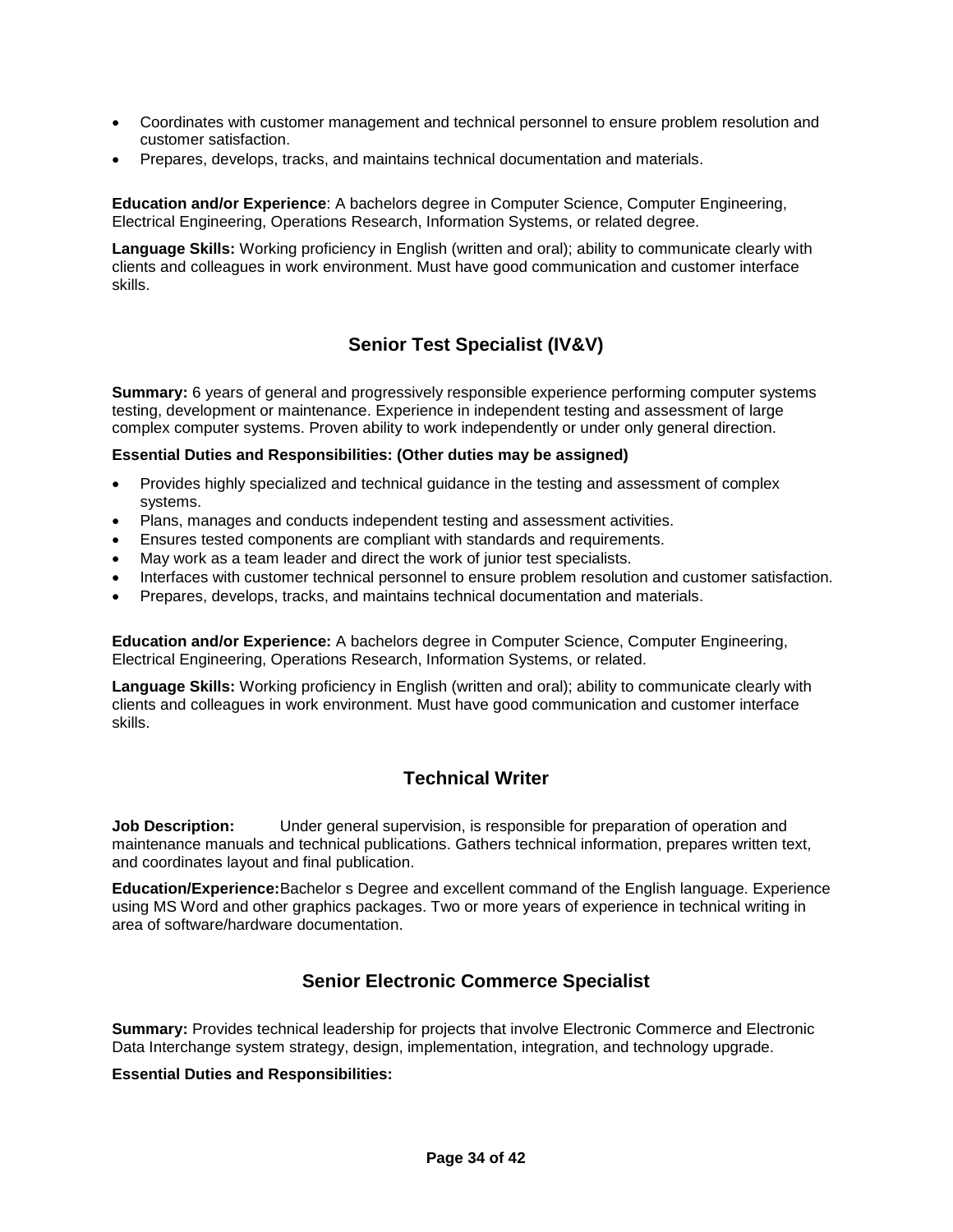- Coordinates with customer management and technical personnel to ensure problem resolution and customer satisfaction.
- Prepares, develops, tracks, and maintains technical documentation and materials.

**Education and/or Experience**: A bachelors degree in Computer Science, Computer Engineering, Electrical Engineering, Operations Research, Information Systems, or related degree.

**Language Skills:** Working proficiency in English (written and oral); ability to communicate clearly with clients and colleagues in work environment. Must have good communication and customer interface skills.

## Senior Test Specialist (IV&V)

**Summary:** 6 years of general and progressively responsible experience performing computer systems testing, development or maintenance. Experience in independent testing and assessment of large complex computer systems. Proven ability to work independently or under only general direction.

**Essential Duties and Responsibilities: (Other duties may be assigned)**

- Provides highly specialized and technical guidance in the testing and assessment of complex systems.
- Plans, manages and conducts independent testing and assessment activities.
- Ensures tested components are compliant with standards and requirements.
- May work as a team leader and direct the work of junior test specialists.
- Interfaces with customer technical personnel to ensure problem resolution and customer satisfaction.
- Prepares, develops, tracks, and maintains technical documentation and materials.

**Education and/or Experience:** A bachelors degree in Computer Science, Computer Engineering, Electrical Engineering, Operations Research, Information Systems, or related.

**Language Skills:** Working proficiency in English (written and oral); ability to communicate clearly with clients and colleagues in work environment. Must have good communication and customer interface skills.

## Technical Writer

**Job Description:** Under general supervision, is responsible for preparation of operation and maintenance manuals and technical publications. Gathers technical information, prepares written text, and coordinates layout and final publication.

**Education/Experience:** Bachelor s Degree and excellent command of the English language. Experience using MS Word and other graphics packages. Two or more years of experience in technical writing in area of software/hardware documentation.

## Senior Electronic Commerce Specialist

**Summary:** Provides technical leadership for projects that involve Electronic Commerce and Electronic Data Interchange system strategy, design, implementation, integration, and technology upgrade.

**Essential Duties and Responsibilities:**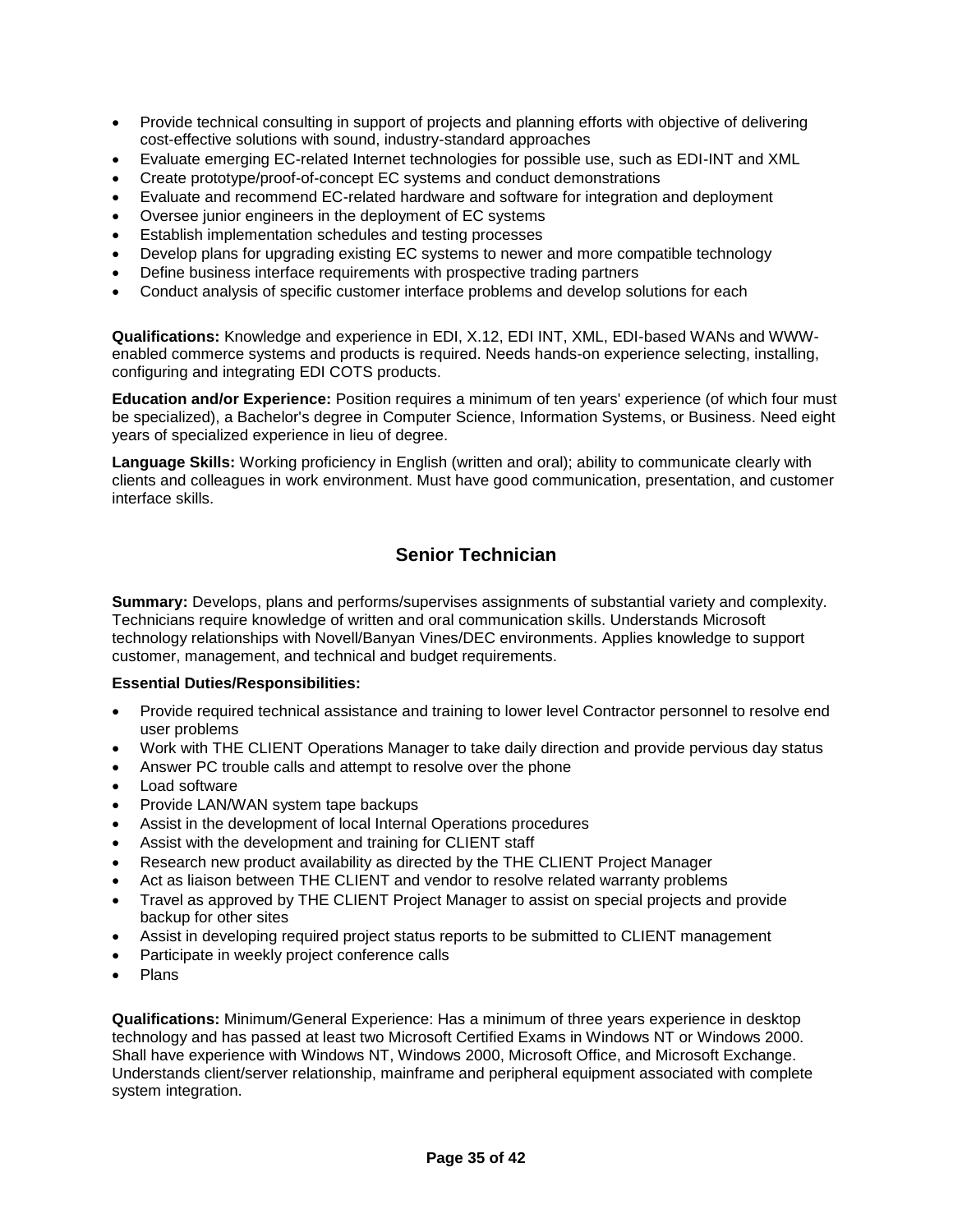- Provide technical consulting in support of projects and planning efforts with objective of delivering cost-effective solutions with sound, industry-standard approaches
- Evaluate emerging EC-related Internet technologies for possible use, such as EDI-INT and XML
- Create prototype/proof-of-concept EC systems and conduct demonstrations
- Evaluate and recommend EC-related hardware and software for integration and deployment
- Oversee junior engineers in the deployment of EC systems
- Establish implementation schedules and testing processes
- Develop plans for upgrading existing EC systems to newer and more compatible technology
- Define business interface requirements with prospective trading partners
- Conduct analysis of specific customer interface problems and develop solutions for each

**Qualifications:** Knowledge and experience in EDI, X.12, EDI INT, XML, EDI-based WANs and WWW-enabled commerce systems and products is required. Needs hands-on experience selecting, installing, configuring and integrating EDI COTS products.

**Education and/or Experience:** Position requires a minimum of ten years' experience (of which four must be specialized), a Bachelor's degree in Computer Science, Information Systems, or Business. Need eight years of specialized experience in lieu of degree.

**Language Skills:** Working proficiency in English (written and oral); ability to communicate clearly with clients and colleagues in work environment. Must have good communication, presentation, and customer interface skills.

## Senior Technician

**Summary:** Develops, plans and performs/supervises assignments of substantial variety and complexity. Technicians require knowledge of written and oral communication skills. Understands Microsoft technology relationships with Novell/Banyan Vines/DEC environments. Applies knowledge to support customer, management, and technical and budget requirements.

**Essential Duties/Responsibilities:**

- Provide required technical assistance and training to lower level Contractor personnel to resolve end user problems
- Work with THE CLIENT Operations Manager to take daily direction and provide pervious day status
- Answer PC trouble calls and attempt to resolve over the phone
- Load software
- Provide LAN/WAN system tape backups
- Assist in the development of local Internal Operations procedures
- Assist with the development and training for CLIENT staff
- Research new product availability as directed by the THE CLIENT Project Manager
- Act as liaison between THE CLIENT and vendor to resolve related warranty problems
- Travel as approved by THE CLIENT Project Manager to assist on special projects and provide backup for other sites
- Assist in developing required project status reports to be submitted to CLIENT management
- Participate in weekly project conference calls
- Plans

**Qualifications:** Minimum/General Experience: Has a minimum of three years experience in desktop technology and has passed at least two Microsoft Certified Exams in Windows NT or Windows 2000. Shall have experience with Windows NT, Windows 2000, Microsoft Office, and Microsoft Exchange. Understands client/server relationship, mainframe and peripheral equipment associated with complete system integration.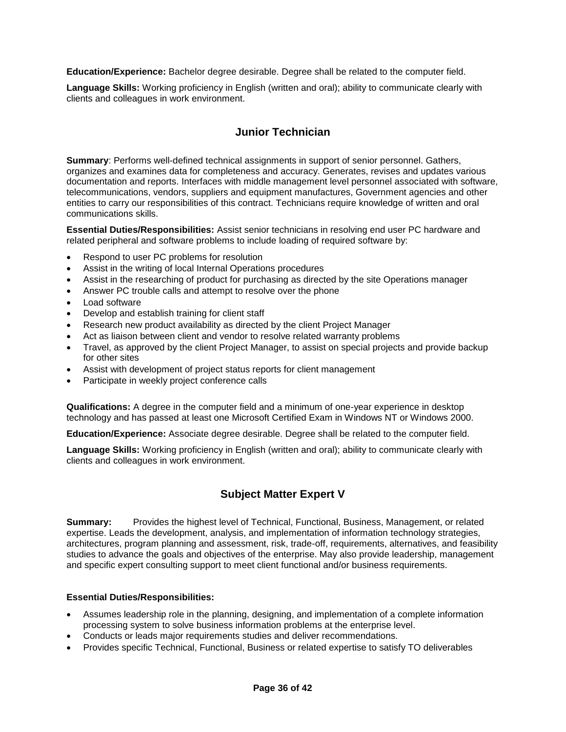**Education/Experience:** Bachelor degree desirable. Degree shall be related to the computer field.

**Language Skills:** Working proficiency in English (written and oral); ability to communicate clearly with clients and colleagues in work environment.

## Junior Technician

**Summary**: Performs well-defined technical assignments in support of senior personnel. Gathers, organizes and examines data for completeness and accuracy. Generates, revises and updates various documentation and reports. Interfaces with middle management level personnel associated with software, telecommunications, vendors, suppliers and equipment manufactures, Government agencies and other entities to carry our responsibilities of this contract. Technicians require knowledge of written and oral communications skills.

**Essential Duties/Responsibilities:** Assist senior technicians in resolving end user PC hardware and related peripheral and software problems to include loading of required software by:

- Respond to user PC problems for resolution
- Assist in the writing of local Internal Operations procedures
- Assist in the researching of product for purchasing as directed by the site Operations manager
- Answer PC trouble calls and attempt to resolve over the phone
- Load software
- Develop and establish training for client staff
- Research new product availability as directed by the client Project Manager
- Act as liaison between client and vendor to resolve related warranty problems
- Travel, as approved by the client Project Manager, to assist on special projects and provide backup for other sites
- Assist with development of project status reports for client management
- Participate in weekly project conference calls

**Qualifications:** A degree in the computer field and a minimum of one-year experience in desktop technology and has passed at least one Microsoft Certified Exam in Windows NT or Windows 2000.

**Education/Experience:** Associate degree desirable. Degree shall be related to the computer field.

**Language Skills:** Working proficiency in English (written and oral); ability to communicate clearly with clients and colleagues in work environment.

## Subject Matter Expert V

**Summary:** Provides the highest level of Technical, Functional, Business, Management, or related expertise. Leads the development, analysis, and implementation of information technology strategies, architectures, program planning and assessment, risk, trade-off, requirements, alternatives, and feasibility studies to advance the goals and objectives of the enterprise. May also provide leadership, management and specific expert consulting support to meet client functional and/or business requirements.

**Essential Duties/Responsibilities:**

- Assumes leadership role in the planning, designing, and implementation of a complete information processing system to solve business information problems at the enterprise level.
- Conducts or leads major requirements studies and deliver recommendations.
- Provides specific Technical, Functional, Business or related expertise to satisfy TO deliverables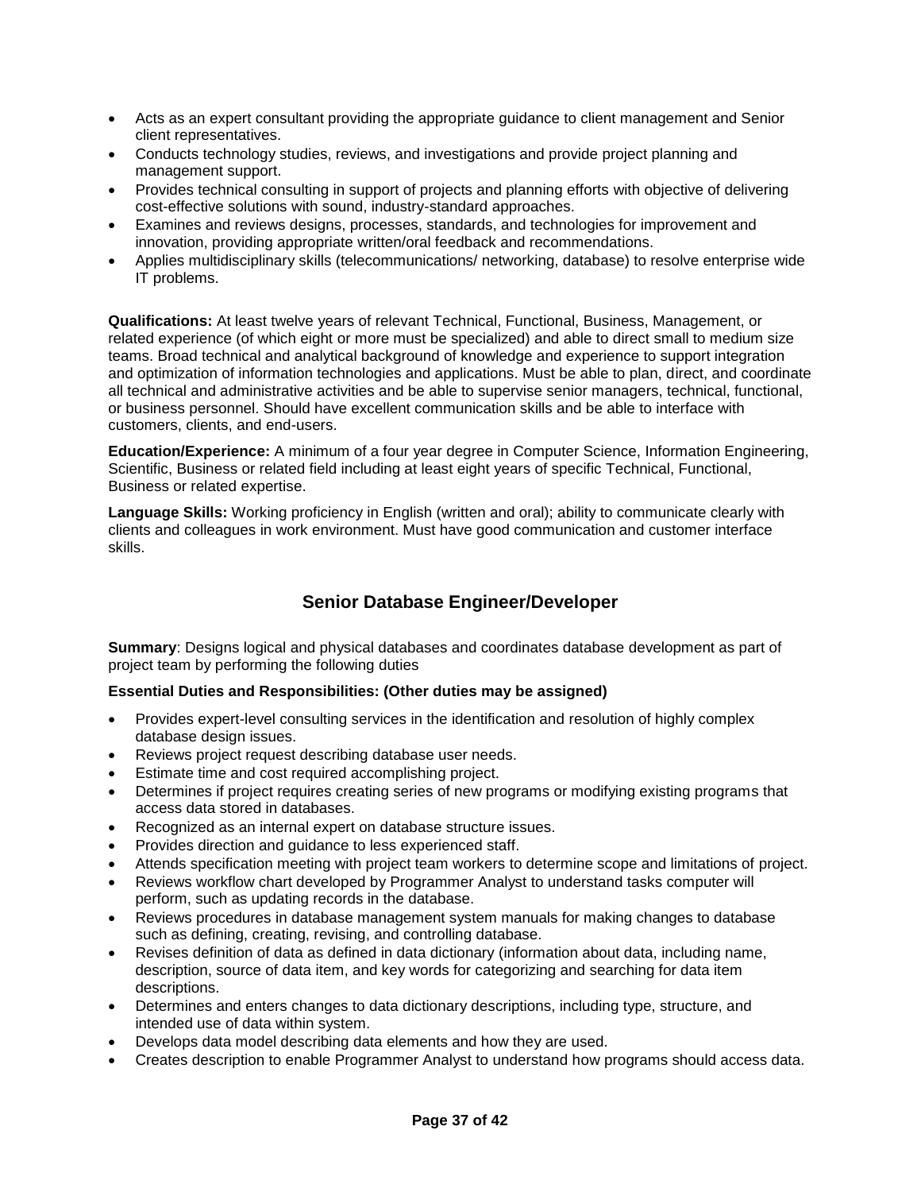- Acts as an expert consultant providing the appropriate guidance to client management and Senior client representatives.
- Conducts technology studies, reviews, and investigations and provide project planning and management support.
- Provides technical consulting in support of projects and planning efforts with objective of delivering cost-effective solutions with sound, industry-standard approaches.
- Examines and reviews designs, processes, standards, and technologies for improvement and innovation, providing appropriate written/oral feedback and recommendations.
- Applies multidisciplinary skills (telecommunications/ networking, database) to resolve enterprise wide IT problems.

**Qualifications:** At least twelve years of relevant Technical, Functional, Business, Management, or related experience (of which eight or more must be specialized) and able to direct small to medium size teams. Broad technical and analytical background of knowledge and experience to support integration and optimization of information technologies and applications. Must be able to plan, direct, and coordinate all technical and administrative activities and be able to supervise senior managers, technical, functional, or business personnel. Should have excellent communication skills and be able to interface with customers, clients, and end-users.

**Education/Experience:** A minimum of a four year degree in Computer Science, Information Engineering, Scientific, Business or related field including at least eight years of specific Technical, Functional, Business or related expertise.

**Language Skills:** Working proficiency in English (written and oral); ability to communicate clearly with clients and colleagues in work environment. Must have good communication and customer interface skills.

## Senior Database Engineer/Developer

**Summary**: Designs logical and physical databases and coordinates database development as part of project team by performing the following duties

**Essential Duties and Responsibilities: (Other duties may be assigned)**

- Provides expert-level consulting services in the identification and resolution of highly complex database design issues.
- Reviews project request describing database user needs.
- Estimate time and cost required accomplishing project.
- Determines if project requires creating series of new programs or modifying existing programs that access data stored in databases.
- Recognized as an internal expert on database structure issues.
- Provides direction and guidance to less experienced staff.
- Attends specification meeting with project team workers to determine scope and limitations of project.
- Reviews workflow chart developed by Programmer Analyst to understand tasks computer will perform, such as updating records in the database.
- Reviews procedures in database management system manuals for making changes to database such as defining, creating, revising, and controlling database.
- Revises definition of data as defined in data dictionary (information about data, including name, description, source of data item, and key words for categorizing and searching for data item descriptions.
- Determines and enters changes to data dictionary descriptions, including type, structure, and intended use of data within system.
- Develops data model describing data elements and how they are used.
- Creates description to enable Programmer Analyst to understand how programs should access data.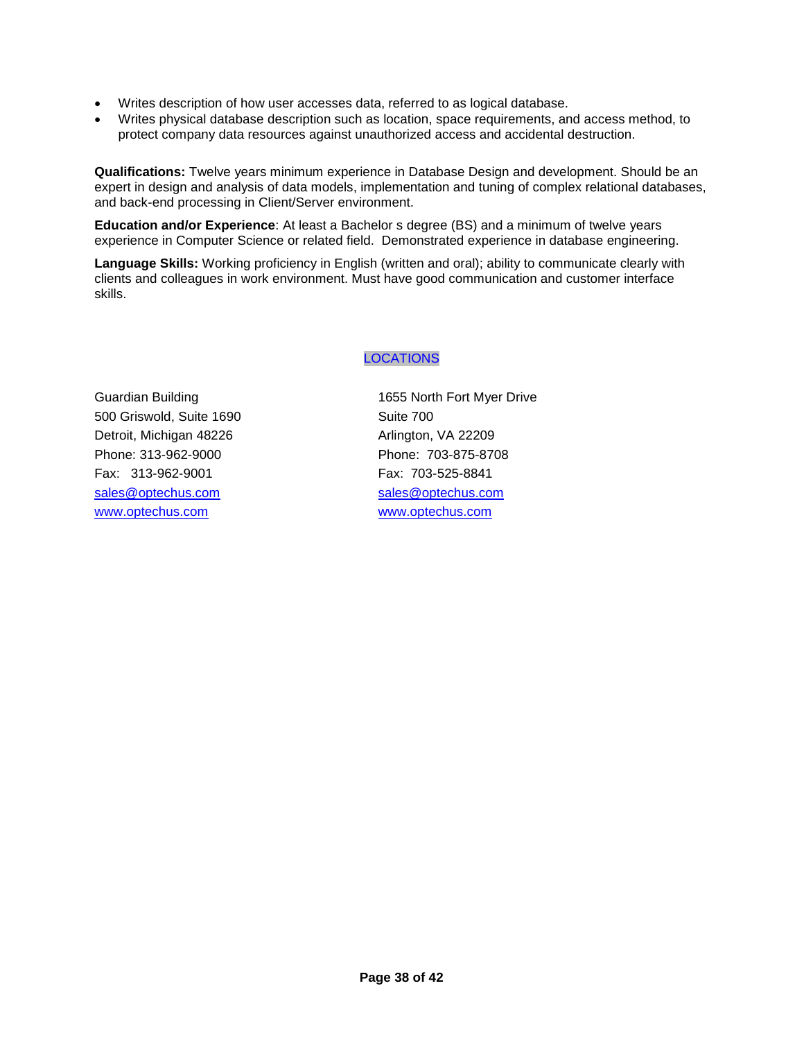- Writes description of how user accesses data, referred to as logical database.
- Writes physical database description such as location, space requirements, and access method, to protect company data resources against unauthorized access and accidental destruction.

**Qualifications:** Twelve years minimum experience in Database Design and development. Should be an expert in design and analysis of data models, implementation and tuning of complex relational databases, and back-end processing in Client/Server environment.

**Education and/or Experience**: At least a Bachelor s degree (BS) and a minimum of twelve years experience in Computer Science or related field. Demonstrated experience in database engineering.

**Language Skills:** Working proficiency in English (written and oral); ability to communicate clearly with clients and colleagues in work environment. Must have good communication and customer interface skills.

## LOCATIONS

Guardian Building
500 Griswold, Suite 1690
Detroit, Michigan 48226
Phone: 313-962-9000
Fax: 313-962-9001
sales@optechus.com
www.optechus.com

1655 North Fort Myer Drive
Suite 700
Arlington, VA 22209
Phone: 703-875-8708
Fax: 703-525-8841
sales@optechus.com
www.optechus.com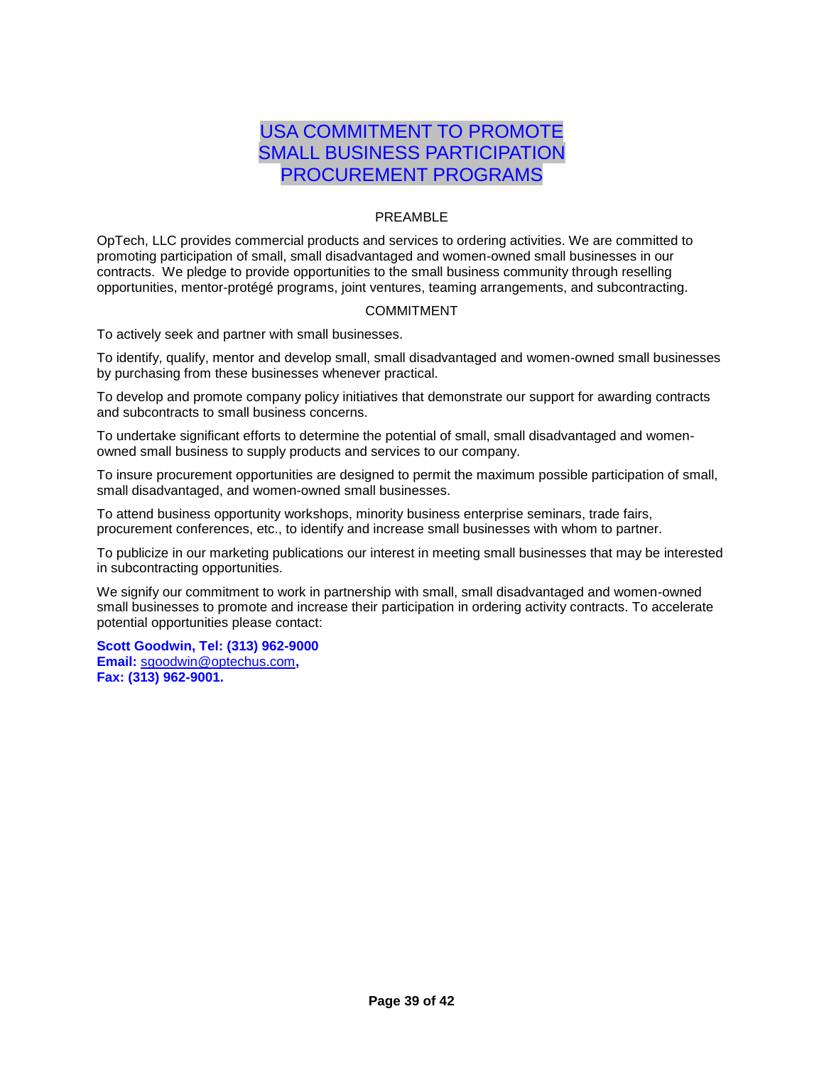# USA COMMITMENT TO PROMOTE SMALL BUSINESS PARTICIPATION PROCUREMENT PROGRAMS

## PREAMBLE

OpTech, LLC provides commercial products and services to ordering activities. We are committed to promoting participation of small, small disadvantaged and women-owned small businesses in our contracts. We pledge to provide opportunities to the small business community through reselling opportunities, mentor-protégé programs, joint ventures, teaming arrangements, and subcontracting.

## COMMITMENT

To actively seek and partner with small businesses.

To identify, qualify, mentor and develop small, small disadvantaged and women-owned small businesses by purchasing from these businesses whenever practical.

To develop and promote company policy initiatives that demonstrate our support for awarding contracts and subcontracts to small business concerns.

To undertake significant efforts to determine the potential of small, small disadvantaged and women-owned small business to supply products and services to our company.

To insure procurement opportunities are designed to permit the maximum possible participation of small, small disadvantaged, and women-owned small businesses.

To attend business opportunity workshops, minority business enterprise seminars, trade fairs, procurement conferences, etc., to identify and increase small businesses with whom to partner.

To publicize in our marketing publications our interest in meeting small businesses that may be interested in subcontracting opportunities.

We signify our commitment to work in partnership with small, small disadvantaged and women-owned small businesses to promote and increase their participation in ordering activity contracts. To accelerate potential opportunities please contact:

**Scott Goodwin, Tel: (313) 962-9000**
**Email:** sgoodwin@optechus.com**,**
**Fax: (313) 962-9001.**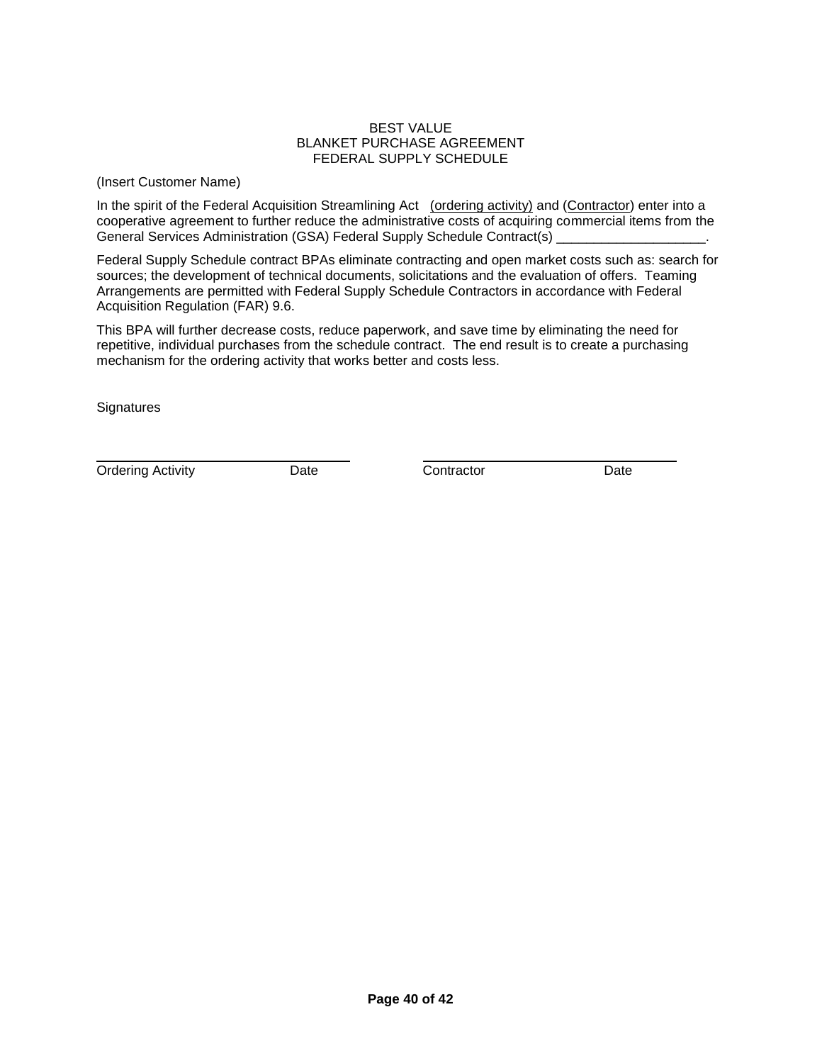# BEST VALUE
# BLANKET PURCHASE AGREEMENT
# FEDERAL SUPPLY SCHEDULE

(Insert Customer Name)

In the spirit of the Federal Acquisition Streamlining Act (ordering activity) and (Contractor) enter into a cooperative agreement to further reduce the administrative costs of acquiring commercial items from the General Services Administration (GSA) Federal Supply Schedule Contract(s) ____________________.

Federal Supply Schedule contract BPAs eliminate contracting and open market costs such as: search for sources; the development of technical documents, solicitations and the evaluation of offers. Teaming Arrangements are permitted with Federal Supply Schedule Contractors in accordance with Federal Acquisition Regulation (FAR) 9.6.

This BPA will further decrease costs, reduce paperwork, and save time by eliminating the need for repetitive, individual purchases from the schedule contract. The end result is to create a purchasing mechanism for the ordering activity that works better and costs less.

Signatures

| | | | |
|---|---|---|---|
| ____________________ | | ____________________ | |
| Ordering Activity | Date | Contractor | Date |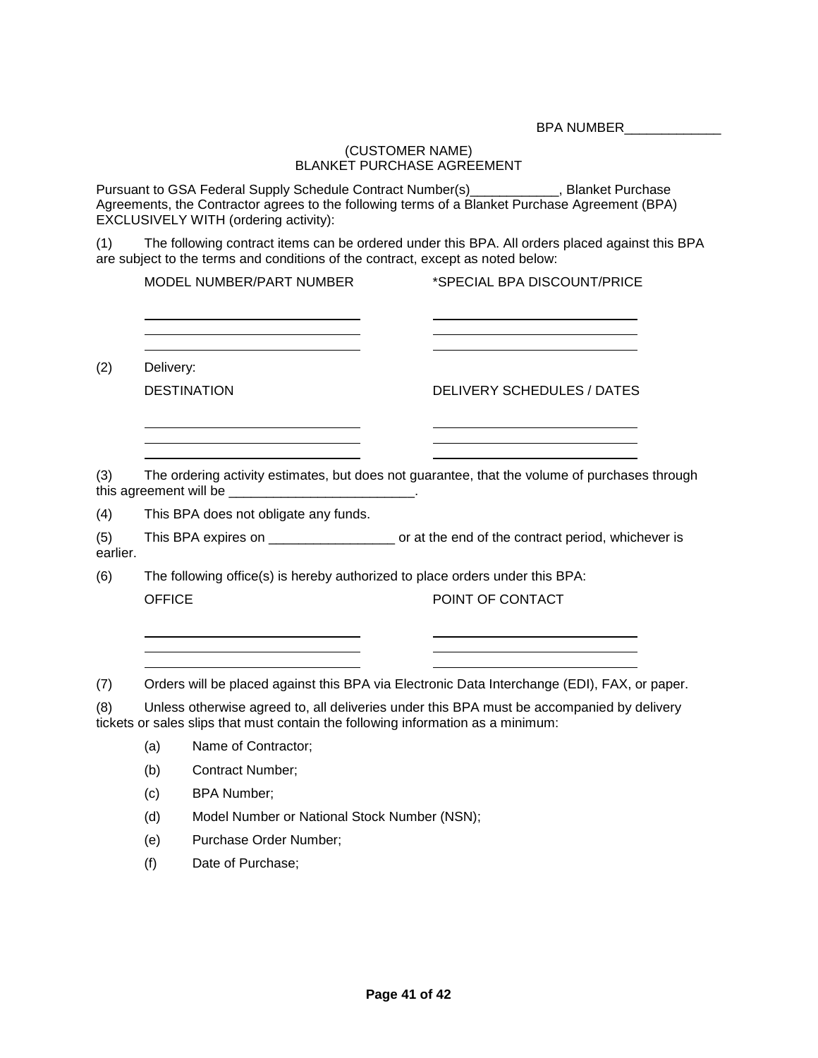BPA NUMBER_____________

(CUSTOMER NAME)
BLANKET PURCHASE AGREEMENT

Pursuant to GSA Federal Supply Schedule Contract Number(s)____________, Blanket Purchase Agreements, the Contractor agrees to the following terms of a Blanket Purchase Agreement (BPA) EXCLUSIVELY WITH (ordering activity):

(1) The following contract items can be ordered under this BPA. All orders placed against this BPA are subject to the terms and conditions of the contract, except as noted below:

| MODEL NUMBER/PART NUMBER | *SPECIAL BPA DISCOUNT/PRICE |
|---|---|
| | |
| | |
| | |

(2) Delivery:

| DESTINATION | DELIVERY SCHEDULES / DATES |
|---|---|
| | |
| | |
| | |

(3) The ordering activity estimates, but does not guarantee, that the volume of purchases through this agreement will be _________________________.

(4) This BPA does not obligate any funds.

(5) This BPA expires on _________________ or at the end of the contract period, whichever is earlier.

(6) The following office(s) is hereby authorized to place orders under this BPA:

| OFFICE | POINT OF CONTACT |
|---|---|
| | |
| | |
| | |

(7) Orders will be placed against this BPA via Electronic Data Interchange (EDI), FAX, or paper.

(8) Unless otherwise agreed to, all deliveries under this BPA must be accompanied by delivery tickets or sales slips that must contain the following information as a minimum:

(a) Name of Contractor;

(b) Contract Number;

(c) BPA Number;

(d) Model Number or National Stock Number (NSN);

(e) Purchase Order Number;

(f) Date of Purchase;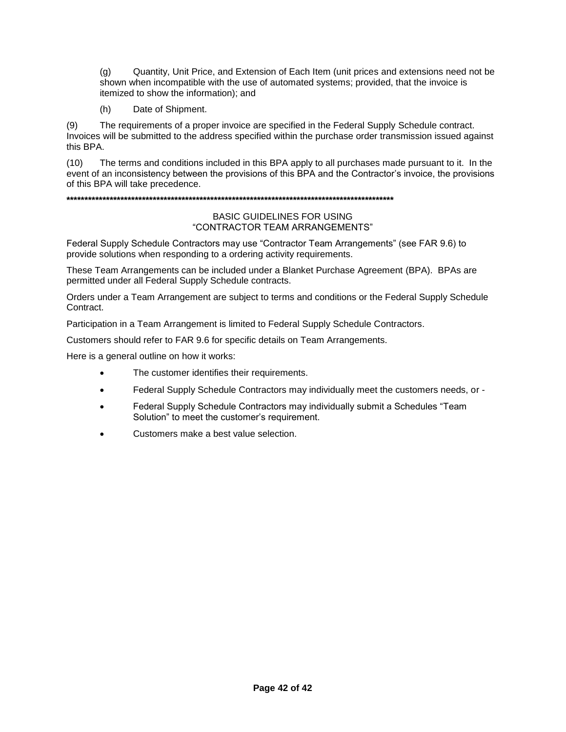(g) Quantity, Unit Price, and Extension of Each Item (unit prices and extensions need not be shown when incompatible with the use of automated systems; provided, that the invoice is itemized to show the information); and

(h) Date of Shipment.

(9) The requirements of a proper invoice are specified in the Federal Supply Schedule contract. Invoices will be submitted to the address specified within the purchase order transmission issued against this BPA.

(10) The terms and conditions included in this BPA apply to all purchases made pursuant to it. In the event of an inconsistency between the provisions of this BPA and the Contractor's invoice, the provisions of this BPA will take precedence.

**************************************************************************************************

BASIC GUIDELINES FOR USING
"CONTRACTOR TEAM ARRANGEMENTS"

Federal Supply Schedule Contractors may use "Contractor Team Arrangements" (see FAR 9.6) to provide solutions when responding to a ordering activity requirements.

These Team Arrangements can be included under a Blanket Purchase Agreement (BPA). BPAs are permitted under all Federal Supply Schedule contracts.

Orders under a Team Arrangement are subject to terms and conditions or the Federal Supply Schedule Contract.

Participation in a Team Arrangement is limited to Federal Supply Schedule Contractors.

Customers should refer to FAR 9.6 for specific details on Team Arrangements.

Here is a general outline on how it works:

- The customer identifies their requirements.
- Federal Supply Schedule Contractors may individually meet the customers needs, or -
- Federal Supply Schedule Contractors may individually submit a Schedules "Team Solution" to meet the customer's requirement.
- Customers make a best value selection.